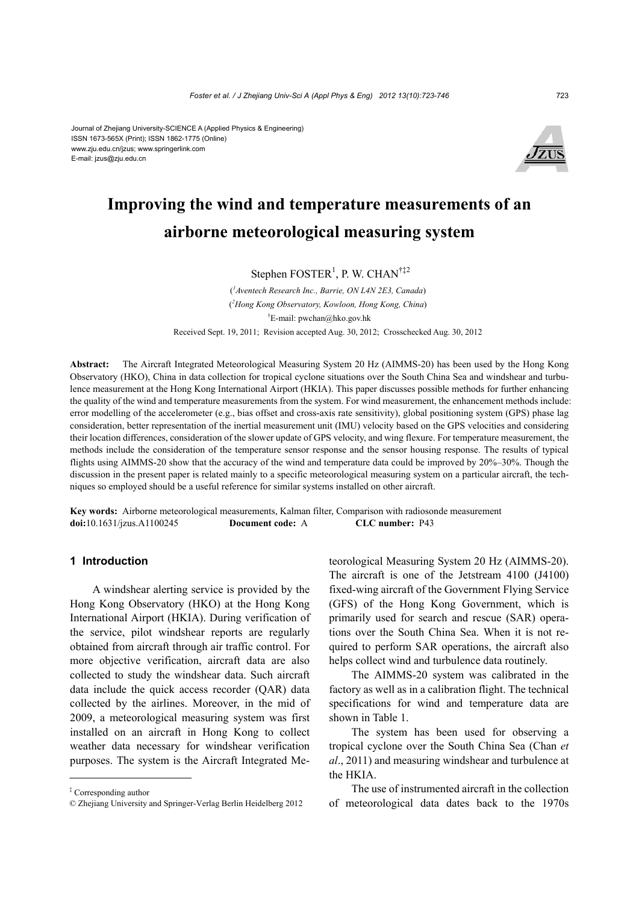Journal of Zhejiang University-SCIENCE A (Applied Physics & Engineering)
ISSN 1673-565X (Print); ISSN 1862-1775 (Online)
www.zju.edu.cn/jzus; www.springerlink.com
E-mail: jzus@zju.edu.cn

# Improving the wind and temperature measurements of an airborne meteorological measuring system

Stephen FOSTER[1], P. W. CHAN[†‡2]

([1]Aventech Research Inc., Barrie, ON L4N 2E3, Canada)

([2]Hong Kong Observatory, Kowloon, Hong Kong, China)

[†]E-mail: pwchan@hko.gov.hk

Received Sept. 19, 2011; Revision accepted Aug. 30, 2012; Crosschecked Aug. 30, 2012

**Abstract:** The Aircraft Integrated Meteorological Measuring System 20 Hz (AIMMS-20) has been used by the Hong Kong Observatory (HKO), China in data collection for tropical cyclone situations over the South China Sea and windshear and turbulence measurement at the Hong Kong International Airport (HKIA). This paper discusses possible methods for further enhancing the quality of the wind and temperature measurements from the system. For wind measurement, the enhancement methods include: error modelling of the accelerometer (e.g., bias offset and cross-axis rate sensitivity), global positioning system (GPS) phase lag consideration, better representation of the inertial measurement unit (IMU) velocity based on the GPS velocities and considering their location differences, consideration of the slower update of GPS velocity, and wing flexure. For temperature measurement, the methods include the consideration of the temperature sensor response and the sensor housing response. The results of typical flights using AIMMS-20 show that the accuracy of the wind and temperature data could be improved by 20%–30%. Though the discussion in the present paper is related mainly to a specific meteorological measuring system on a particular aircraft, the techniques so employed should be a useful reference for similar systems installed on other aircraft.

**Key words:** Airborne meteorological measurements, Kalman filter, Comparison with radiosonde measurement
**doi:**10.1631/jzus.A1100245 **Document code:** A **CLC number:** P43

## 1 Introduction

A windshear alerting service is provided by the Hong Kong Observatory (HKO) at the Hong Kong International Airport (HKIA). During verification of the service, pilot windshear reports are regularly obtained from aircraft through air traffic control. For more objective verification, aircraft data are also collected to study the windshear data. Such aircraft data include the quick access recorder (QAR) data collected by the airlines. Moreover, in the mid of 2009, a meteorological measuring system was first installed on an aircraft in Hong Kong to collect weather data necessary for windshear verification purposes. The system is the Aircraft Integrated Meteorological Measuring System 20 Hz (AIMMS-20). The aircraft is one of the Jetstream 4100 (J4100) fixed-wing aircraft of the Government Flying Service (GFS) of the Hong Kong Government, which is primarily used for search and rescue (SAR) operations over the South China Sea. When it is not required to perform SAR operations, the aircraft also helps collect wind and turbulence data routinely.

The AIMMS-20 system was calibrated in the factory as well as in a calibration flight. The technical specifications for wind and temperature data are shown in Table 1.

The system has been used for observing a tropical cyclone over the South China Sea (Chan *et al*., 2011) and measuring windshear and turbulence at the HKIA.

The use of instrumented aircraft in the collection of meteorological data dates back to the 1970s

[‡] Corresponding author

© Zhejiang University and Springer-Verlag Berlin Heidelberg 2012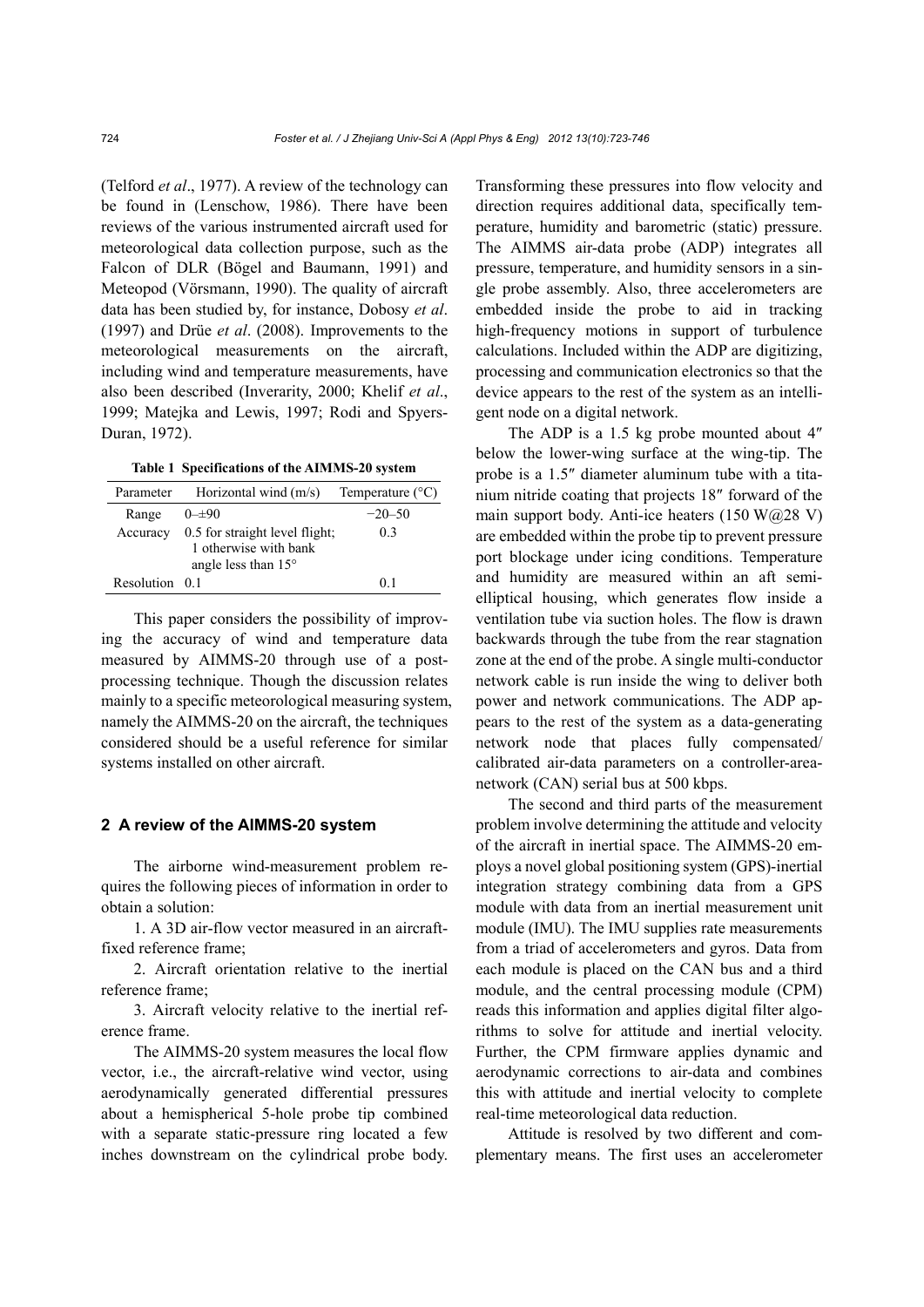(Telford *et al*., 1977). A review of the technology can be found in (Lenschow, 1986). There have been reviews of the various instrumented aircraft used for meteorological data collection purpose, such as the Falcon of DLR (Bögel and Baumann, 1991) and Meteopod (Vörsmann, 1990). The quality of aircraft data has been studied by, for instance, Dobosy *et al*. (1997) and Drüe *et al*. (2008). Improvements to the meteorological measurements on the aircraft, including wind and temperature measurements, have also been described (Inverarity, 2000; Khelif *et al*., 1999; Matejka and Lewis, 1997; Rodi and Spyers-Duran, 1972).

**Table 1 Specifications of the AIMMS-20 system**

| Parameter | Horizontal wind (m/s) | Temperature (°C) |
|---|---|---|
| Range | 0–±90 | −20–50 |
| Accuracy | 0.5 for straight level flight; 1 otherwise with bank angle less than 15° | 0.3 |
| Resolution | 0.1 | 0.1 |

This paper considers the possibility of improving the accuracy of wind and temperature data measured by AIMMS-20 through use of a post-processing technique. Though the discussion relates mainly to a specific meteorological measuring system, namely the AIMMS-20 on the aircraft, the techniques considered should be a useful reference for similar systems installed on other aircraft.

## 2 A review of the AIMMS-20 system

The airborne wind-measurement problem requires the following pieces of information in order to obtain a solution:

1. A 3D air-flow vector measured in an aircraft-fixed reference frame;

2. Aircraft orientation relative to the inertial reference frame;

3. Aircraft velocity relative to the inertial reference frame.

The AIMMS-20 system measures the local flow vector, i.e., the aircraft-relative wind vector, using aerodynamically generated differential pressures about a hemispherical 5-hole probe tip combined with a separate static-pressure ring located a few inches downstream on the cylindrical probe body. Transforming these pressures into flow velocity and direction requires additional data, specifically temperature, humidity and barometric (static) pressure. The AIMMS air-data probe (ADP) integrates all pressure, temperature, and humidity sensors in a single probe assembly. Also, three accelerometers are embedded inside the probe to aid in tracking high-frequency motions in support of turbulence calculations. Included within the ADP are digitizing, processing and communication electronics so that the device appears to the rest of the system as an intelligent node on a digital network.

The ADP is a 1.5 kg probe mounted about 4″ below the lower-wing surface at the wing-tip. The probe is a 1.5″ diameter aluminum tube with a titanium nitride coating that projects 18″ forward of the main support body. Anti-ice heaters (150 W@28 V) are embedded within the probe tip to prevent pressure port blockage under icing conditions. Temperature and humidity are measured within an aft semi-elliptical housing, which generates flow inside a ventilation tube via suction holes. The flow is drawn backwards through the tube from the rear stagnation zone at the end of the probe. A single multi-conductor network cable is run inside the wing to deliver both power and network communications. The ADP appears to the rest of the system as a data-generating network node that places fully compensated/ calibrated air-data parameters on a controller-area-network (CAN) serial bus at 500 kbps.

The second and third parts of the measurement problem involve determining the attitude and velocity of the aircraft in inertial space. The AIMMS-20 employs a novel global positioning system (GPS)-inertial integration strategy combining data from a GPS module with data from an inertial measurement unit module (IMU). The IMU supplies rate measurements from a triad of accelerometers and gyros. Data from each module is placed on the CAN bus and a third module, and the central processing module (CPM) reads this information and applies digital filter algorithms to solve for attitude and inertial velocity. Further, the CPM firmware applies dynamic and aerodynamic corrections to air-data and combines this with attitude and inertial velocity to complete real-time meteorological data reduction.

Attitude is resolved by two different and complementary means. The first uses an accelerometer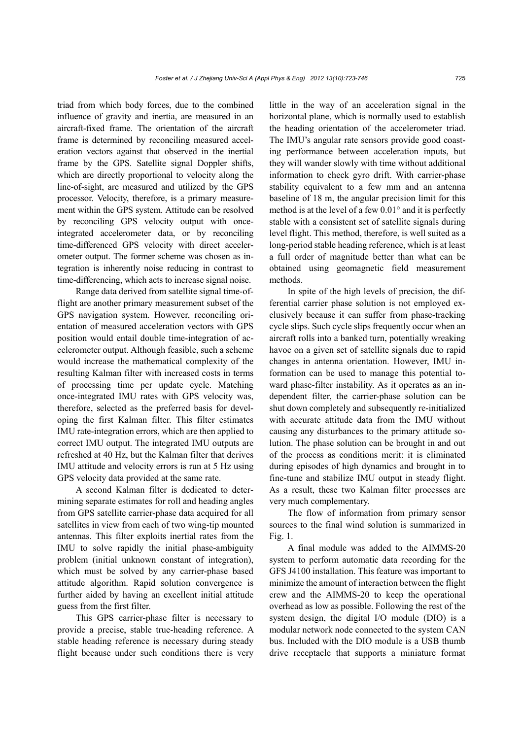triad from which body forces, due to the combined influence of gravity and inertia, are measured in an aircraft-fixed frame. The orientation of the aircraft frame is determined by reconciling measured acceleration vectors against that observed in the inertial frame by the GPS. Satellite signal Doppler shifts, which are directly proportional to velocity along the line-of-sight, are measured and utilized by the GPS processor. Velocity, therefore, is a primary measurement within the GPS system. Attitude can be resolved by reconciling GPS velocity output with once-integrated accelerometer data, or by reconciling time-differenced GPS velocity with direct accelerometer output. The former scheme was chosen as integration is inherently noise reducing in contrast to time-differencing, which acts to increase signal noise.

Range data derived from satellite signal time-of-flight are another primary measurement subset of the GPS navigation system. However, reconciling orientation of measured acceleration vectors with GPS position would entail double time-integration of accelerometer output. Although feasible, such a scheme would increase the mathematical complexity of the resulting Kalman filter with increased costs in terms of processing time per update cycle. Matching once-integrated IMU rates with GPS velocity was, therefore, selected as the preferred basis for developing the first Kalman filter. This filter estimates IMU rate-integration errors, which are then applied to correct IMU output. The integrated IMU outputs are refreshed at 40 Hz, but the Kalman filter that derives IMU attitude and velocity errors is run at 5 Hz using GPS velocity data provided at the same rate.

A second Kalman filter is dedicated to determining separate estimates for roll and heading angles from GPS satellite carrier-phase data acquired for all satellites in view from each of two wing-tip mounted antennas. This filter exploits inertial rates from the IMU to solve rapidly the initial phase-ambiguity problem (initial unknown constant of integration), which must be solved by any carrier-phase based attitude algorithm. Rapid solution convergence is further aided by having an excellent initial attitude guess from the first filter.

This GPS carrier-phase filter is necessary to provide a precise, stable true-heading reference. A stable heading reference is necessary during steady flight because under such conditions there is very little in the way of an acceleration signal in the horizontal plane, which is normally used to establish the heading orientation of the accelerometer triad. The IMU's angular rate sensors provide good coasting performance between acceleration inputs, but they will wander slowly with time without additional information to check gyro drift. With carrier-phase stability equivalent to a few mm and an antenna baseline of 18 m, the angular precision limit for this method is at the level of a few 0.01° and it is perfectly stable with a consistent set of satellite signals during level flight. This method, therefore, is well suited as a long-period stable heading reference, which is at least a full order of magnitude better than what can be obtained using geomagnetic field measurement methods.

In spite of the high levels of precision, the differential carrier phase solution is not employed exclusively because it can suffer from phase-tracking cycle slips. Such cycle slips frequently occur when an aircraft rolls into a banked turn, potentially wreaking havoc on a given set of satellite signals due to rapid changes in antenna orientation. However, IMU information can be used to manage this potential toward phase-filter instability. As it operates as an independent filter, the carrier-phase solution can be shut down completely and subsequently re-initialized with accurate attitude data from the IMU without causing any disturbances to the primary attitude solution. The phase solution can be brought in and out of the process as conditions merit: it is eliminated during episodes of high dynamics and brought in to fine-tune and stabilize IMU output in steady flight. As a result, these two Kalman filter processes are very much complementary.

The flow of information from primary sensor sources to the final wind solution is summarized in Fig. 1.

A final module was added to the AIMMS-20 system to perform automatic data recording for the GFS J4100 installation. This feature was important to minimize the amount of interaction between the flight crew and the AIMMS-20 to keep the operational overhead as low as possible. Following the rest of the system design, the digital I/O module (DIO) is a modular network node connected to the system CAN bus. Included with the DIO module is a USB thumb drive receptacle that supports a miniature format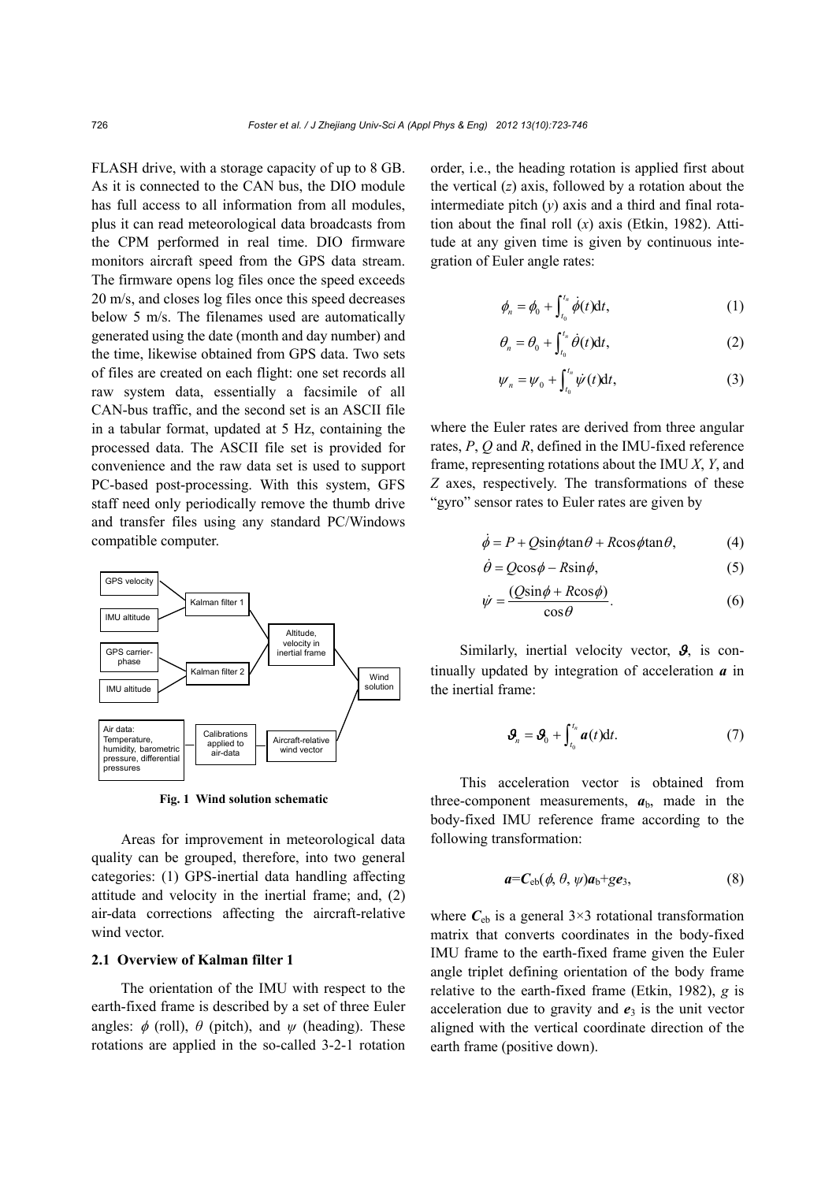FLASH drive, with a storage capacity of up to 8 GB. As it is connected to the CAN bus, the DIO module has full access to all information from all modules, plus it can read meteorological data broadcasts from the CPM performed in real time. DIO firmware monitors aircraft speed from the GPS data stream. The firmware opens log files once the speed exceeds 20 m/s, and closes log files once this speed decreases below 5 m/s. The filenames used are automatically generated using the date (month and day number) and the time, likewise obtained from GPS data. Two sets of files are created on each flight: one set records all raw system data, essentially a facsimile of all CAN-bus traffic, and the second set is an ASCII file in a tabular format, updated at 5 Hz, containing the processed data. The ASCII file set is provided for convenience and the raw data set is used to support PC-based post-processing. With this system, GFS staff need only periodically remove the thumb drive and transfer files using any standard PC/Windows compatible computer.

GPS velocity

IMU altitude

Kalman filter 1

Altitude, velocity in inertial frame

GPS carrier-phase

IMU altitude

Kalman filter 2

Wind solution

Air data: Temperature, humidity, barometric pressure, differential pressures

Calibrations applied to air-data

Aircraft-relative wind vector

**Fig. 1 Wind solution schematic**

Areas for improvement in meteorological data quality can be grouped, therefore, into two general categories: (1) GPS-inertial data handling affecting attitude and velocity in the inertial frame; and, (2) air-data corrections affecting the aircraft-relative wind vector.

### 2.1 Overview of Kalman filter 1

The orientation of the IMU with respect to the earth-fixed frame is described by a set of three Euler angles: $\phi$ (roll), $\theta$ (pitch), and $\psi$ (heading). These rotations are applied in the so-called 3-2-1 rotation order, i.e., the heading rotation is applied first about the vertical ($z$) axis, followed by a rotation about the intermediate pitch ($y$) axis and a third and final rotation about the final roll ($x$) axis (Etkin, 1982). Attitude at any given time is given by continuous integration of Euler angle rates:

$$\phi_n = \phi_0 + \int_{t_0}^{t_n} \dot{\phi}(t)\mathrm{d}t, \tag{1}$$

$$\theta_n = \theta_0 + \int_{t_0}^{t_n} \dot{\theta}(t)\mathrm{d}t, \tag{2}$$

$$\psi_n = \psi_0 + \int_{t_0}^{t_n} \dot{\psi}(t)\mathrm{d}t, \tag{3}$$

where the Euler rates are derived from three angular rates, $P$, $Q$ and $R$, defined in the IMU-fixed reference frame, representing rotations about the IMU $X$, $Y$, and $Z$ axes, respectively. The transformations of these "gyro" sensor rates to Euler rates are given by

$$\dot{\phi} = P + Q\sin\phi\tan\theta + R\cos\phi\tan\theta, \tag{4}$$

$$\dot{\theta} = Q\cos\phi - R\sin\phi, \tag{5}$$

$$\dot{\psi} = \frac{(Q\sin\phi + R\cos\phi)}{\cos\theta}. \tag{6}$$

Similarly, inertial velocity vector, $\boldsymbol{\vartheta}$, is continually updated by integration of acceleration $\boldsymbol{a}$ in the inertial frame:

$$\boldsymbol{\vartheta}_n = \boldsymbol{\vartheta}_0 + \int_{t_0}^{t_n} \boldsymbol{a}(t)\mathrm{d}t. \tag{7}$$

This acceleration vector is obtained from three-component measurements, $\boldsymbol{a}_\mathrm{b}$, made in the body-fixed IMU reference frame according to the following transformation:

$$\boldsymbol{a}=\boldsymbol{C}_\mathrm{eb}(\phi, \theta, \psi)\boldsymbol{a}_\mathrm{b}+g\boldsymbol{e}_3, \tag{8}$$

where $\boldsymbol{C}_\mathrm{eb}$ is a general 3×3 rotational transformation matrix that converts coordinates in the body-fixed IMU frame to the earth-fixed frame given the Euler angle triplet defining orientation of the body frame relative to the earth-fixed frame (Etkin, 1982), $g$ is acceleration due to gravity and $\boldsymbol{e}_3$ is the unit vector aligned with the vertical coordinate direction of the earth frame (positive down).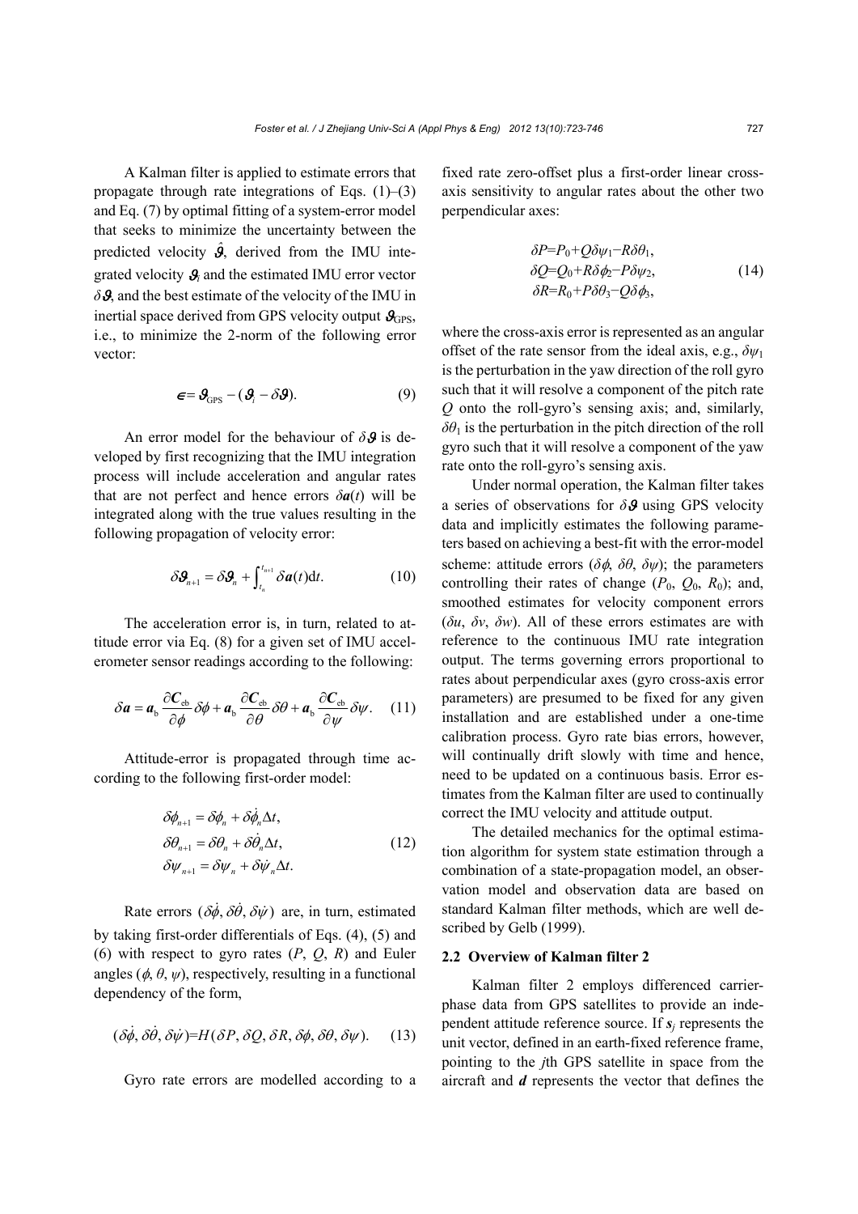A Kalman filter is applied to estimate errors that propagate through rate integrations of Eqs. (1)–(3) and Eq. (7) by optimal fitting of a system-error model that seeks to minimize the uncertainty between the predicted velocity $\hat{\boldsymbol{\vartheta}}$, derived from the IMU integrated velocity $\boldsymbol{\vartheta}_i$ and the estimated IMU error vector $\delta\boldsymbol{\vartheta}$, and the best estimate of the velocity of the IMU in inertial space derived from GPS velocity output $\boldsymbol{\vartheta}_{\text{GPS}}$, i.e., to minimize the 2-norm of the following error vector:

$$\boldsymbol{\epsilon} = \boldsymbol{\vartheta}_{\text{GPS}} - (\boldsymbol{\vartheta}_i - \delta\boldsymbol{\vartheta}). \tag{9}$$

An error model for the behaviour of $\delta\boldsymbol{\vartheta}$ is developed by first recognizing that the IMU integration process will include acceleration and angular rates that are not perfect and hence errors $\delta\boldsymbol{a}(t)$ will be integrated along with the true values resulting in the following propagation of velocity error:

$$\delta\boldsymbol{\vartheta}_{n+1} = \delta\boldsymbol{\vartheta}_n + \int_{t_n}^{t_{n+1}} \delta\boldsymbol{a}(t)\mathrm{d}t. \tag{10}$$

The acceleration error is, in turn, related to attitude error via Eq. (8) for a given set of IMU accelerometer sensor readings according to the following:

$$\delta\boldsymbol{a} = \boldsymbol{a}_{\text{b}} \frac{\partial \boldsymbol{C}_{\text{eb}}}{\partial \phi}\delta\phi + \boldsymbol{a}_{\text{b}} \frac{\partial \boldsymbol{C}_{\text{eb}}}{\partial \theta}\delta\theta + \boldsymbol{a}_{\text{b}} \frac{\partial \boldsymbol{C}_{\text{eb}}}{\partial \psi}\delta\psi. \tag{11}$$

Attitude-error is propagated through time according to the following first-order model:

$$\begin{aligned} \delta\phi_{n+1} &= \delta\phi_n + \delta\dot{\phi}_n \Delta t, \\ \delta\theta_{n+1} &= \delta\theta_n + \delta\dot{\theta}_n \Delta t, \\ \delta\psi_{n+1} &= \delta\psi_n + \delta\dot{\psi}_n \Delta t. \end{aligned} \tag{12}$$

Rate errors $(\delta\dot{\phi}, \delta\dot{\theta}, \delta\dot{\psi})$ are, in turn, estimated by taking first-order differentials of Eqs. (4), (5) and (6) with respect to gyro rates ($P$, $Q$, $R$) and Euler angles ($\phi$, $\theta$, $\psi$), respectively, resulting in a functional dependency of the form,

$$(\delta\dot{\phi}, \delta\dot{\theta}, \delta\dot{\psi}) = H(\delta P, \delta Q, \delta R, \delta\phi, \delta\theta, \delta\psi). \tag{13}$$

Gyro rate errors are modelled according to a fixed rate zero-offset plus a first-order linear cross-axis sensitivity to angular rates about the other two perpendicular axes:

$$\begin{aligned} \delta P &= P_0 + Q\delta\psi_1 - R\delta\theta_1, \\ \delta Q &= Q_0 + R\delta\phi_2 - P\delta\psi_2, \\ \delta R &= R_0 + P\delta\theta_3 - Q\delta\phi_3, \end{aligned} \tag{14}$$

where the cross-axis error is represented as an angular offset of the rate sensor from the ideal axis, e.g., $\delta\psi_1$ is the perturbation in the yaw direction of the roll gyro such that it will resolve a component of the pitch rate $Q$ onto the roll-gyro's sensing axis; and, similarly, $\delta\theta_1$ is the perturbation in the pitch direction of the roll gyro such that it will resolve a component of the yaw rate onto the roll-gyro's sensing axis.

Under normal operation, the Kalman filter takes a series of observations for $\delta\boldsymbol{\vartheta}$ using GPS velocity data and implicitly estimates the following parameters based on achieving a best-fit with the error-model scheme: attitude errors ($\delta\phi$, $\delta\theta$, $\delta\psi$); the parameters controlling their rates of change ($P_0$, $Q_0$, $R_0$); and, smoothed estimates for velocity component errors ($\delta u$, $\delta v$, $\delta w$). All of these errors estimates are with reference to the continuous IMU rate integration output. The terms governing errors proportional to rates about perpendicular axes (gyro cross-axis error parameters) are presumed to be fixed for any given installation and are established under a one-time calibration process. Gyro rate bias errors, however, will continually drift slowly with time and hence, need to be updated on a continuous basis. Error estimates from the Kalman filter are used to continually correct the IMU velocity and attitude output.

The detailed mechanics for the optimal estimation algorithm for system state estimation through a combination of a state-propagation model, an observation model and observation data are based on standard Kalman filter methods, which are well described by Gelb (1999).

### 2.2 Overview of Kalman filter 2

Kalman filter 2 employs differenced carrier-phase data from GPS satellites to provide an independent attitude reference source. If $\boldsymbol{s}_j$ represents the unit vector, defined in an earth-fixed reference frame, pointing to the $j$th GPS satellite in space from the aircraft and $\boldsymbol{d}$ represents the vector that defines the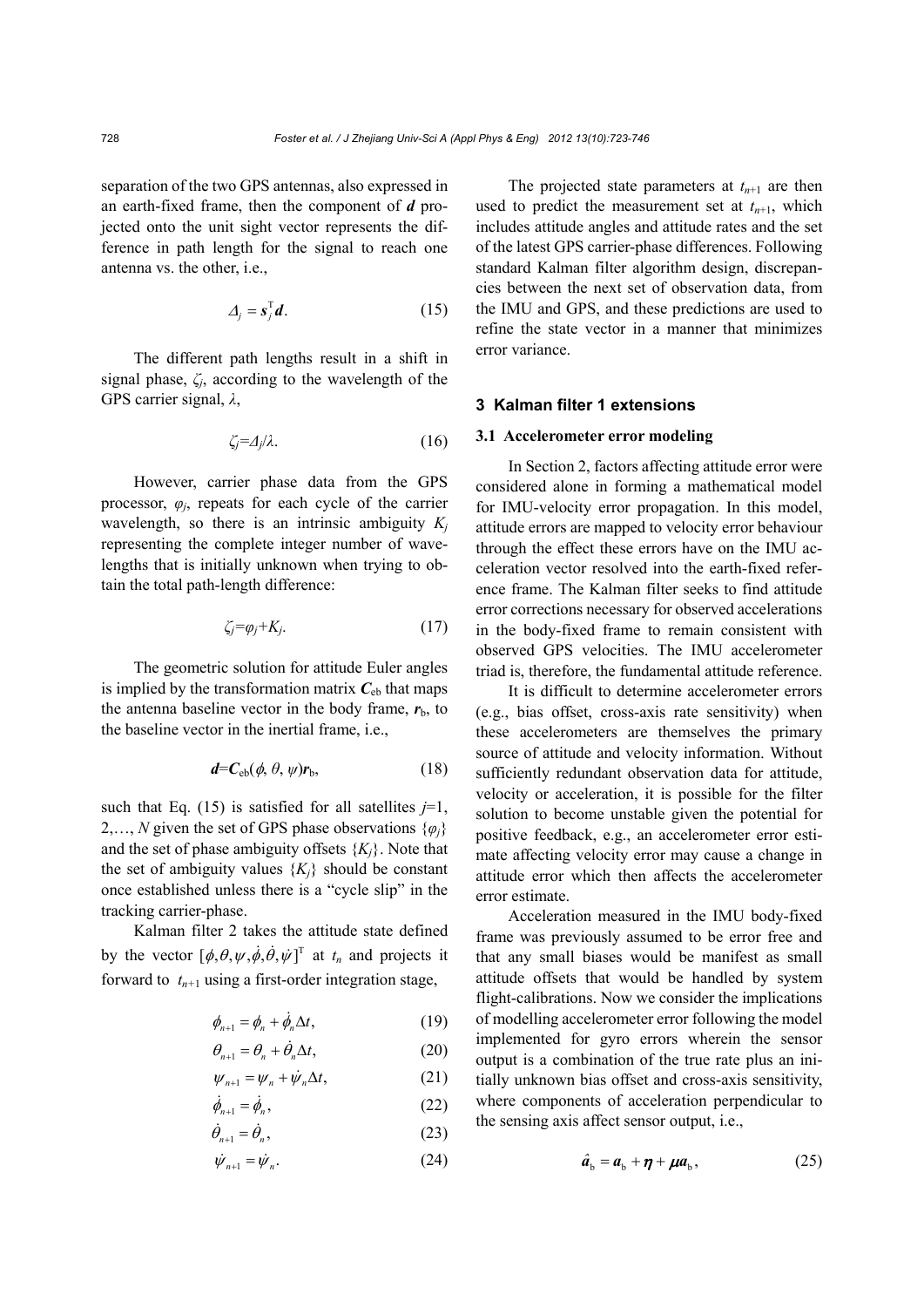separation of the two GPS antennas, also expressed in an earth-fixed frame, then the component of $\boldsymbol{d}$ projected onto the unit sight vector represents the difference in path length for the signal to reach one antenna vs. the other, i.e.,

$$\Delta_j = \boldsymbol{s}_j^{\mathrm{T}} \boldsymbol{d}. \tag{15}$$

The different path lengths result in a shift in signal phase, $\zeta_j$, according to the wavelength of the GPS carrier signal, $\lambda$,

$$\zeta_j = \Delta_j / \lambda. \tag{16}$$

However, carrier phase data from the GPS processor, $\varphi_j$, repeats for each cycle of the carrier wavelength, so there is an intrinsic ambiguity $K_j$ representing the complete integer number of wavelengths that is initially unknown when trying to obtain the total path-length difference:

$$\zeta_j = \varphi_j + K_j. \tag{17}$$

The geometric solution for attitude Euler angles is implied by the transformation matrix $\boldsymbol{C}_{\mathrm{eb}}$ that maps the antenna baseline vector in the body frame, $\boldsymbol{r}_{\mathrm{b}}$, to the baseline vector in the inertial frame, i.e.,

$$\boldsymbol{d} = \boldsymbol{C}_{\mathrm{eb}}(\phi, \theta, \psi) \boldsymbol{r}_{\mathrm{b}}, \tag{18}$$

such that Eq. (15) is satisfied for all satellites $j=1, 2, \ldots, N$ given the set of GPS phase observations $\{\varphi_j\}$ and the set of phase ambiguity offsets $\{K_j\}$. Note that the set of ambiguity values $\{K_j\}$ should be constant once established unless there is a "cycle slip" in the tracking carrier-phase.

Kalman filter 2 takes the attitude state defined by the vector $[\phi, \theta, \psi, \dot{\phi}, \dot{\theta}, \dot{\psi}]^{\mathrm{T}}$ at $t_n$ and projects it forward to $t_{n+1}$ using a first-order integration stage,

$$\phi_{n+1} = \phi_n + \dot{\phi}_n \Delta t, \tag{19}$$

$$\theta_{n+1} = \theta_n + \dot{\theta}_n \Delta t, \tag{20}$$

$$\psi_{n+1} = \psi_n + \dot{\psi}_n \Delta t, \tag{21}$$

$$\dot{\phi}_{n+1} = \dot{\phi}_n, \tag{22}$$

$$\dot{\theta}_{n+1} = \dot{\theta}_n, \tag{23}$$

$$\dot{\psi}_{n+1} = \dot{\psi}_n. \tag{24}$$

The projected state parameters at $t_{n+1}$ are then used to predict the measurement set at $t_{n+1}$, which includes attitude angles and attitude rates and the set of the latest GPS carrier-phase differences. Following standard Kalman filter algorithm design, discrepancies between the next set of observation data, from the IMU and GPS, and these predictions are used to refine the state vector in a manner that minimizes error variance.

## 3 Kalman filter 1 extensions

### 3.1 Accelerometer error modeling

In Section 2, factors affecting attitude error were considered alone in forming a mathematical model for IMU-velocity error propagation. In this model, attitude errors are mapped to velocity error behaviour through the effect these errors have on the IMU acceleration vector resolved into the earth-fixed reference frame. The Kalman filter seeks to find attitude error corrections necessary for observed accelerations in the body-fixed frame to remain consistent with observed GPS velocities. The IMU accelerometer triad is, therefore, the fundamental attitude reference.

It is difficult to determine accelerometer errors (e.g., bias offset, cross-axis rate sensitivity) when these accelerometers are themselves the primary source of attitude and velocity information. Without sufficiently redundant observation data for attitude, velocity or acceleration, it is possible for the filter solution to become unstable given the potential for positive feedback, e.g., an accelerometer error estimate affecting velocity error may cause a change in attitude error which then affects the accelerometer error estimate.

Acceleration measured in the IMU body-fixed frame was previously assumed to be error free and that any small biases would be manifest as small attitude offsets that would be handled by system flight-calibrations. Now we consider the implications of modelling accelerometer error following the model implemented for gyro errors wherein the sensor output is a combination of the true rate plus an initially unknown bias offset and cross-axis sensitivity, where components of acceleration perpendicular to the sensing axis affect sensor output, i.e.,

$$\hat{\boldsymbol{a}}_{\mathrm{b}} = \boldsymbol{a}_{\mathrm{b}} + \boldsymbol{\eta} + \boldsymbol{\mu} \boldsymbol{a}_{\mathrm{b}}, \tag{25}$$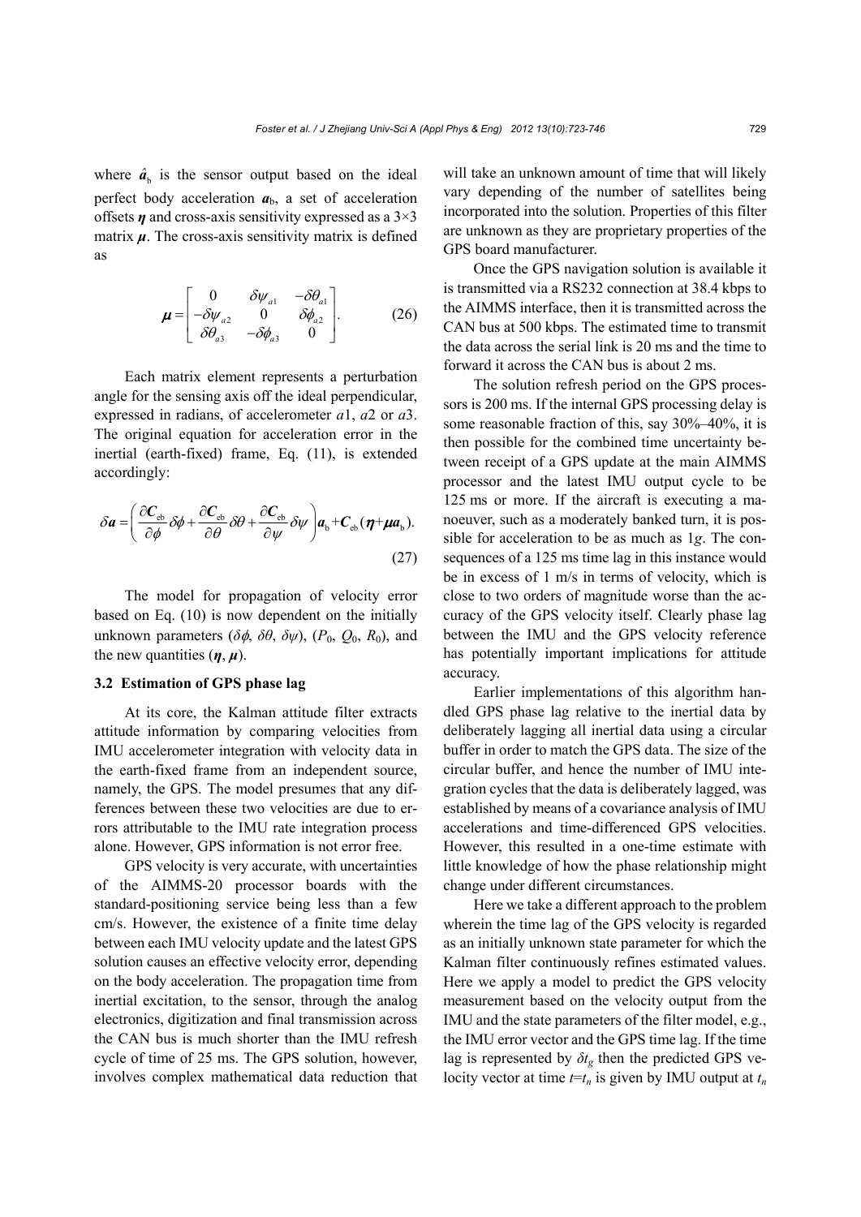where $\hat{\boldsymbol{a}}_{\mathrm{b}}$ is the sensor output based on the ideal perfect body acceleration $\boldsymbol{a}_{\mathrm{b}}$, a set of acceleration offsets $\boldsymbol{\eta}$ and cross-axis sensitivity expressed as a 3×3 matrix $\boldsymbol{\mu}$. The cross-axis sensitivity matrix is defined as

$$\boldsymbol{\mu}=\begin{bmatrix} 0 & \delta\psi_{a1} & -\delta\theta_{a1} \\ -\delta\psi_{a2} & 0 & \delta\phi_{a2} \\ \delta\theta_{a3} & -\delta\phi_{a3} & 0 \end{bmatrix}. \tag{26}$$

Each matrix element represents a perturbation angle for the sensing axis off the ideal perpendicular, expressed in radians, of accelerometer $a1$, $a2$ or $a3$. The original equation for acceleration error in the inertial (earth-fixed) frame, Eq. (11), is extended accordingly:

$$\delta\boldsymbol{a}=\left(\frac{\partial \boldsymbol{C}_{\mathrm{eb}}}{\partial \phi}\delta\phi+\frac{\partial \boldsymbol{C}_{\mathrm{eb}}}{\partial \theta}\delta\theta+\frac{\partial \boldsymbol{C}_{\mathrm{eb}}}{\partial \psi}\delta\psi\right)\boldsymbol{a}_{\mathrm{b}}+\boldsymbol{C}_{\mathrm{eb}}(\boldsymbol{\eta}+\boldsymbol{\mu}\boldsymbol{a}_{\mathrm{b}}). \tag{27}$$

The model for propagation of velocity error based on Eq. (10) is now dependent on the initially unknown parameters ($\delta\phi$, $\delta\theta$, $\delta\psi$), ($P_0$, $Q_0$, $R_0$), and the new quantities ($\boldsymbol{\eta}$, $\boldsymbol{\mu}$).

### 3.2 Estimation of GPS phase lag

At its core, the Kalman attitude filter extracts attitude information by comparing velocities from IMU accelerometer integration with velocity data in the earth-fixed frame from an independent source, namely, the GPS. The model presumes that any differences between these two velocities are due to errors attributable to the IMU rate integration process alone. However, GPS information is not error free.

GPS velocity is very accurate, with uncertainties of the AIMMS-20 processor boards with the standard-positioning service being less than a few cm/s. However, the existence of a finite time delay between each IMU velocity update and the latest GPS solution causes an effective velocity error, depending on the body acceleration. The propagation time from inertial excitation, to the sensor, through the analog electronics, digitization and final transmission across the CAN bus is much shorter than the IMU refresh cycle of time of 25 ms. The GPS solution, however, involves complex mathematical data reduction that will take an unknown amount of time that will likely vary depending of the number of satellites being incorporated into the solution. Properties of this filter are unknown as they are proprietary properties of the GPS board manufacturer.

Once the GPS navigation solution is available it is transmitted via a RS232 connection at 38.4 kbps to the AIMMS interface, then it is transmitted across the CAN bus at 500 kbps. The estimated time to transmit the data across the serial link is 20 ms and the time to forward it across the CAN bus is about 2 ms.

The solution refresh period on the GPS processors is 200 ms. If the internal GPS processing delay is some reasonable fraction of this, say 30%–40%, it is then possible for the combined time uncertainty between receipt of a GPS update at the main AIMMS processor and the latest IMU output cycle to be 125 ms or more. If the aircraft is executing a manoeuver, such as a moderately banked turn, it is possible for acceleration to be as much as 1*g*. The consequences of a 125 ms time lag in this instance would be in excess of 1 m/s in terms of velocity, which is close to two orders of magnitude worse than the accuracy of the GPS velocity itself. Clearly phase lag between the IMU and the GPS velocity reference has potentially important implications for attitude accuracy.

Earlier implementations of this algorithm handled GPS phase lag relative to the inertial data by deliberately lagging all inertial data using a circular buffer in order to match the GPS data. The size of the circular buffer, and hence the number of IMU integration cycles that the data is deliberately lagged, was established by means of a covariance analysis of IMU accelerations and time-differenced GPS velocities. However, this resulted in a one-time estimate with little knowledge of how the phase relationship might change under different circumstances.

Here we take a different approach to the problem wherein the time lag of the GPS velocity is regarded as an initially unknown state parameter for which the Kalman filter continuously refines estimated values. Here we apply a model to predict the GPS velocity measurement based on the velocity output from the IMU and the state parameters of the filter model, e.g., the IMU error vector and the GPS time lag. If the time lag is represented by $\delta t_g$ then the predicted GPS velocity vector at time $t$=$t_n$ is given by IMU output at $t_n$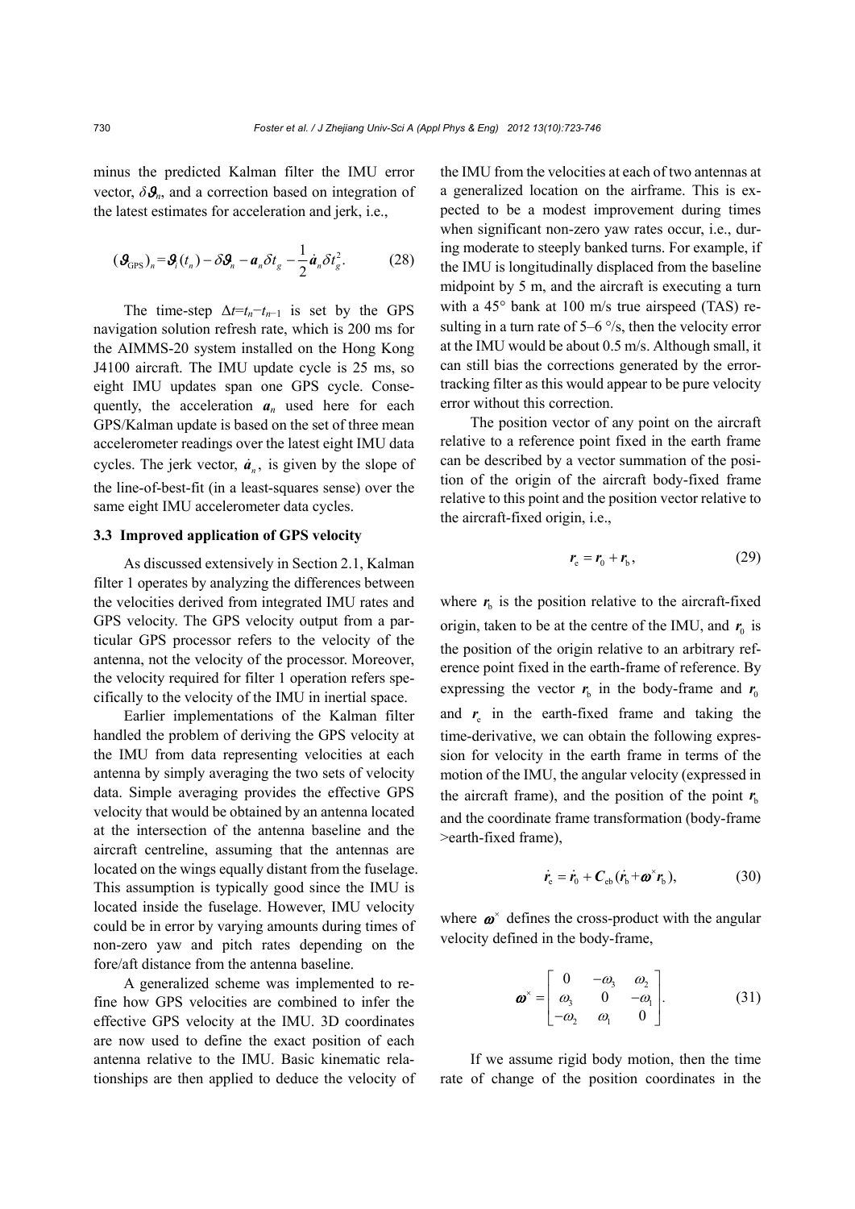minus the predicted Kalman filter the IMU error vector, $\delta\boldsymbol{\vartheta}_n$, and a correction based on integration of the latest estimates for acceleration and jerk, i.e.,

$$(\boldsymbol{\vartheta}_{\text{GPS}})_n = \boldsymbol{\vartheta}_i(t_n) - \delta\boldsymbol{\vartheta}_n - \boldsymbol{a}_n \delta t_g - \frac{1}{2}\dot{\boldsymbol{a}}_n \delta t_g^2. \tag{28}$$

The time-step $\Delta t = t_n - t_{n-1}$ is set by the GPS navigation solution refresh rate, which is 200 ms for the AIMMS-20 system installed on the Hong Kong J4100 aircraft. The IMU update cycle is 25 ms, so eight IMU updates span one GPS cycle. Consequently, the acceleration $\boldsymbol{a}_n$ used here for each GPS/Kalman update is based on the set of three mean accelerometer readings over the latest eight IMU data cycles. The jerk vector, $\dot{\boldsymbol{a}}_n$, is given by the slope of the line-of-best-fit (in a least-squares sense) over the same eight IMU accelerometer data cycles.

### 3.3 Improved application of GPS velocity

As discussed extensively in Section 2.1, Kalman filter 1 operates by analyzing the differences between the velocities derived from integrated IMU rates and GPS velocity. The GPS velocity output from a particular GPS processor refers to the velocity of the antenna, not the velocity of the processor. Moreover, the velocity required for filter 1 operation refers specifically to the velocity of the IMU in inertial space.

Earlier implementations of the Kalman filter handled the problem of deriving the GPS velocity at the IMU from data representing velocities at each antenna by simply averaging the two sets of velocity data. Simple averaging provides the effective GPS velocity that would be obtained by an antenna located at the intersection of the antenna baseline and the aircraft centreline, assuming that the antennas are located on the wings equally distant from the fuselage. This assumption is typically good since the IMU is located inside the fuselage. However, IMU velocity could be in error by varying amounts during times of non-zero yaw and pitch rates depending on the fore/aft distance from the antenna baseline.

A generalized scheme was implemented to refine how GPS velocities are combined to infer the effective GPS velocity at the IMU. 3D coordinates are now used to define the exact position of each antenna relative to the IMU. Basic kinematic relationships are then applied to deduce the velocity of the IMU from the velocities at each of two antennas at a generalized location on the airframe. This is expected to be a modest improvement during times when significant non-zero yaw rates occur, i.e., during moderate to steeply banked turns. For example, if the IMU is longitudinally displaced from the baseline midpoint by 5 m, and the aircraft is executing a turn with a 45° bank at 100 m/s true airspeed (TAS) resulting in a turn rate of 5–6 °/s, then the velocity error at the IMU would be about 0.5 m/s. Although small, it can still bias the corrections generated by the error-tracking filter as this would appear to be pure velocity error without this correction.

The position vector of any point on the aircraft relative to a reference point fixed in the earth frame can be described by a vector summation of the position of the origin of the aircraft body-fixed frame relative to this point and the position vector relative to the aircraft-fixed origin, i.e.,

$$\boldsymbol{r}_{\text{e}} = \boldsymbol{r}_0 + \boldsymbol{r}_{\text{b}}, \tag{29}$$

where $\boldsymbol{r}_{\text{b}}$ is the position relative to the aircraft-fixed origin, taken to be at the centre of the IMU, and $\boldsymbol{r}_0$ is the position of the origin relative to an arbitrary reference point fixed in the earth-frame of reference. By expressing the vector $\boldsymbol{r}_{\text{b}}$ in the body-frame and $\boldsymbol{r}_0$ and $\boldsymbol{r}_{\text{e}}$ in the earth-fixed frame and taking the time-derivative, we can obtain the following expression for velocity in the earth frame in terms of the motion of the IMU, the angular velocity (expressed in the aircraft frame), and the position of the point $\boldsymbol{r}_{\text{b}}$ and the coordinate frame transformation (body-frame >earth-fixed frame),

$$\dot{\boldsymbol{r}}_{\text{e}} = \dot{\boldsymbol{r}}_0 + \boldsymbol{C}_{\text{eb}}(\dot{\boldsymbol{r}}_{\text{b}} + \boldsymbol{\omega}^{\times}\boldsymbol{r}_{\text{b}}), \tag{30}$$

where $\boldsymbol{\omega}^{\times}$ defines the cross-product with the angular velocity defined in the body-frame,

$$\boldsymbol{\omega}^{\times} = \begin{bmatrix} 0 & -\omega_3 & \omega_2 \\ \omega_3 & 0 & -\omega_1 \\ -\omega_2 & \omega_1 & 0 \end{bmatrix}. \tag{31}$$

If we assume rigid body motion, then the time rate of change of the position coordinates in the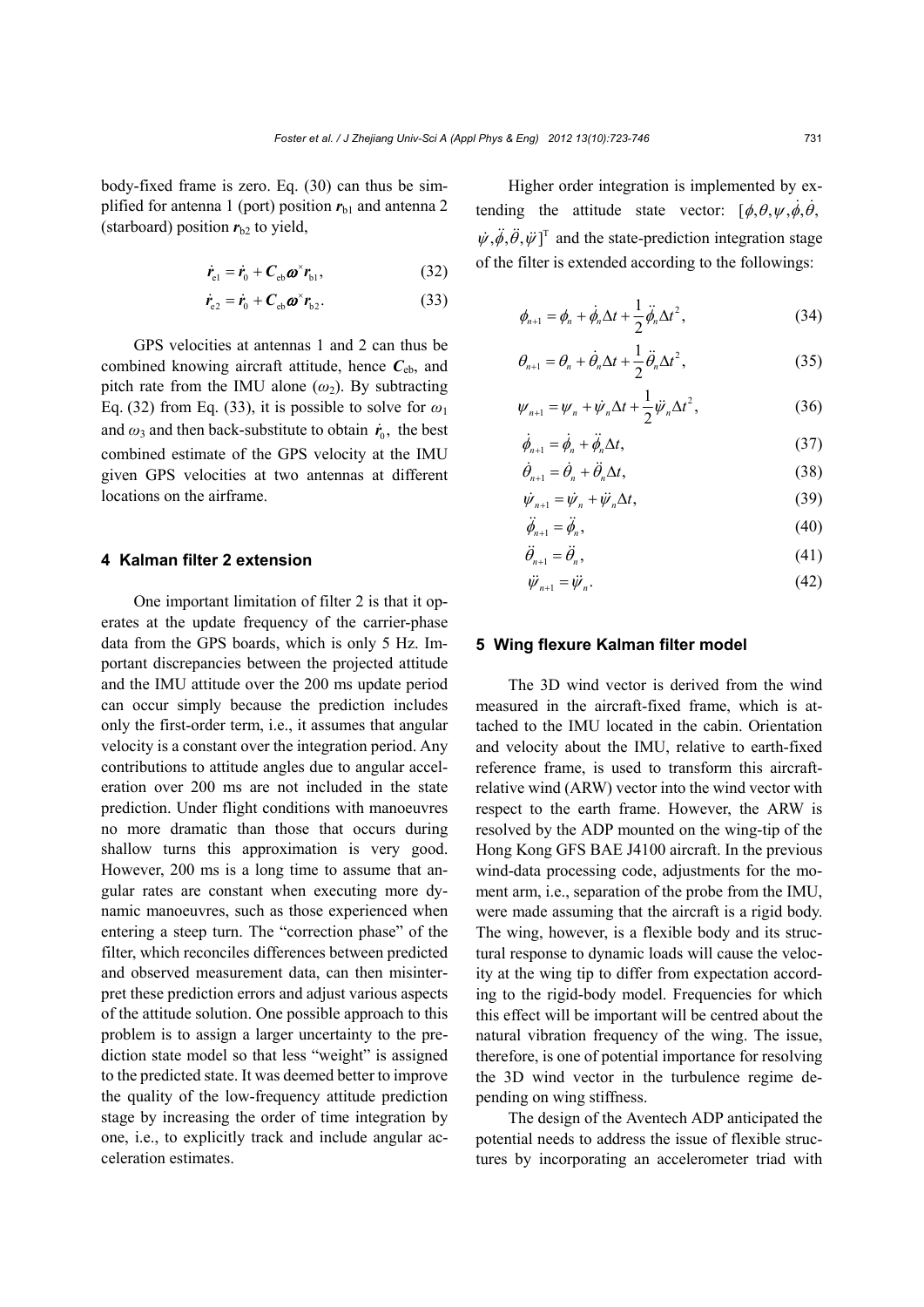body-fixed frame is zero. Eq. (30) can thus be simplified for antenna 1 (port) position $\boldsymbol{r}_{\rm b1}$ and antenna 2 (starboard) position $\boldsymbol{r}_{\rm b2}$ to yield,

$$\dot{\boldsymbol{r}}_{\rm e1} = \dot{\boldsymbol{r}}_0 + \boldsymbol{C}_{\rm eb}\boldsymbol{\omega}^{\times}\boldsymbol{r}_{\rm b1}, \tag{32}$$

$$\dot{\boldsymbol{r}}_{\rm e2} = \dot{\boldsymbol{r}}_0 + \boldsymbol{C}_{\rm eb}\boldsymbol{\omega}^{\times}\boldsymbol{r}_{\rm b2}. \tag{33}$$

GPS velocities at antennas 1 and 2 can thus be combined knowing aircraft attitude, hence $\boldsymbol{C}_{\rm eb}$, and pitch rate from the IMU alone ($\omega_2$). By subtracting Eq. (32) from Eq. (33), it is possible to solve for $\omega_1$ and $\omega_3$ and then back-substitute to obtain $\dot{\boldsymbol{r}}_0$, the best combined estimate of the GPS velocity at the IMU given GPS velocities at two antennas at different locations on the airframe.

## 4 Kalman filter 2 extension

One important limitation of filter 2 is that it operates at the update frequency of the carrier-phase data from the GPS boards, which is only 5 Hz. Important discrepancies between the projected attitude and the IMU attitude over the 200 ms update period can occur simply because the prediction includes only the first-order term, i.e., it assumes that angular velocity is a constant over the integration period. Any contributions to attitude angles due to angular acceleration over 200 ms are not included in the state prediction. Under flight conditions with manoeuvres no more dramatic than those that occurs during shallow turns this approximation is very good. However, 200 ms is a long time to assume that angular rates are constant when executing more dynamic manoeuvres, such as those experienced when entering a steep turn. The "correction phase" of the filter, which reconciles differences between predicted and observed measurement data, can then misinterpret these prediction errors and adjust various aspects of the attitude solution. One possible approach to this problem is to assign a larger uncertainty to the prediction state model so that less "weight" is assigned to the predicted state. It was deemed better to improve the quality of the low-frequency attitude prediction stage by increasing the order of time integration by one, i.e., to explicitly track and include angular acceleration estimates.

Higher order integration is implemented by extending the attitude state vector: $[\phi,\theta,\psi,\dot{\phi},\dot{\theta},\dot{\psi},\ddot{\phi},\ddot{\theta},\ddot{\psi}]^{\rm T}$ and the state-prediction integration stage of the filter is extended according to the followings:

$$\phi_{n+1} = \phi_n + \dot{\phi}_n\Delta t + \frac{1}{2}\ddot{\phi}_n\Delta t^2, \tag{34}$$

$$\theta_{n+1} = \theta_n + \dot{\theta}_n\Delta t + \frac{1}{2}\ddot{\theta}_n\Delta t^2, \tag{35}$$

$$\psi_{n+1} = \psi_n + \dot{\psi}_n\Delta t + \frac{1}{2}\ddot{\psi}_n\Delta t^2, \tag{36}$$

$$\dot{\phi}_{n+1} = \dot{\phi}_n + \ddot{\phi}_n\Delta t, \tag{37}$$

$$\dot{\theta}_{n+1} = \dot{\theta}_n + \ddot{\theta}_n\Delta t, \tag{38}$$

$$\dot{\psi}_{n+1} = \dot{\psi}_n + \ddot{\psi}_n\Delta t, \tag{39}$$

$$\ddot{\phi}_{n+1} = \ddot{\phi}_n, \tag{40}$$

$$\ddot{\theta}_{n+1} = \ddot{\theta}_n, \tag{41}$$

$$\ddot{\psi}_{n+1} = \ddot{\psi}_n. \tag{42}$$

## 5 Wing flexure Kalman filter model

The 3D wind vector is derived from the wind measured in the aircraft-fixed frame, which is attached to the IMU located in the cabin. Orientation and velocity about the IMU, relative to earth-fixed reference frame, is used to transform this aircraft-relative wind (ARW) vector into the wind vector with respect to the earth frame. However, the ARW is resolved by the ADP mounted on the wing-tip of the Hong Kong GFS BAE J4100 aircraft. In the previous wind-data processing code, adjustments for the moment arm, i.e., separation of the probe from the IMU, were made assuming that the aircraft is a rigid body. The wing, however, is a flexible body and its structural response to dynamic loads will cause the velocity at the wing tip to differ from expectation according to the rigid-body model. Frequencies for which this effect will be important will be centred about the natural vibration frequency of the wing. The issue, therefore, is one of potential importance for resolving the 3D wind vector in the turbulence regime depending on wing stiffness.

The design of the Aventech ADP anticipated the potential needs to address the issue of flexible structures by incorporating an accelerometer triad with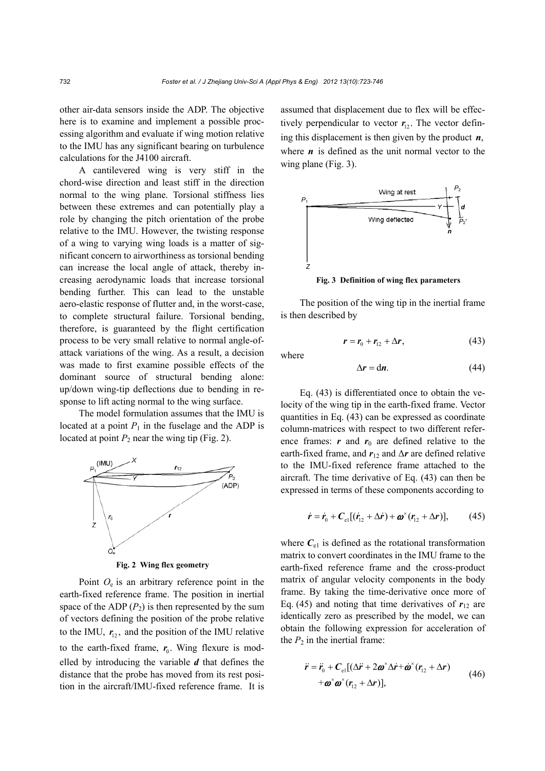other air-data sensors inside the ADP. The objective here is to examine and implement a possible processing algorithm and evaluate if wing motion relative to the IMU has any significant bearing on turbulence calculations for the J4100 aircraft.

A cantilevered wing is very stiff in the chord-wise direction and least stiff in the direction normal to the wing plane. Torsional stiffness lies between these extremes and can potentially play a role by changing the pitch orientation of the probe relative to the IMU. However, the twisting response of a wing to varying wing loads is a matter of significant concern to airworthiness as torsional bending can increase the local angle of attack, thereby increasing aerodynamic loads that increase torsional bending further. This can lead to the unstable aero-elastic response of flutter and, in the worst-case, to complete structural failure. Torsional bending, therefore, is guaranteed by the flight certification process to be very small relative to normal angle-of-attack variations of the wing. As a result, a decision was made to first examine possible effects of the dominant source of structural bending alone: up/down wing-tip deflections due to bending in response to lift acting normal to the wing surface.

The model formulation assumes that the IMU is located at a point $P_1$ in the fuselage and the ADP is located at point $P_2$ near the wing tip (Fig. 2).

**Fig. 2 Wing flex geometry**

Point $O_e$ is an arbitrary reference point in the earth-fixed reference frame. The position in inertial space of the ADP ($P_2$) is then represented by the sum of vectors defining the position of the probe relative to the IMU, $\boldsymbol{r}_{12}$, and the position of the IMU relative to the earth-fixed frame, $\boldsymbol{r}_0$. Wing flexure is modelled by introducing the variable $\boldsymbol{d}$ that defines the distance that the probe has moved from its rest position in the aircraft/IMU-fixed reference frame. It is assumed that displacement due to flex will be effectively perpendicular to vector $\boldsymbol{r}_{12}$. The vector defining this displacement is then given by the product $\boldsymbol{n}$, where $\boldsymbol{n}$ is defined as the unit normal vector to the wing plane (Fig. 3).

**Fig. 3 Definition of wing flex parameters**

The position of the wing tip in the inertial frame is then described by

$$\boldsymbol{r} = \boldsymbol{r}_0 + \boldsymbol{r}_{12} + \Delta\boldsymbol{r}, \tag{43}$$

where

$$\Delta\boldsymbol{r} = \mathrm{d}\boldsymbol{n}. \tag{44}$$

Eq. (43) is differentiated once to obtain the velocity of the wing tip in the earth-fixed frame. Vector quantities in Eq. (43) can be expressed as coordinate column-matrices with respect to two different reference frames: $\boldsymbol{r}$ and $\boldsymbol{r}_0$ are defined relative to the earth-fixed frame, and $\boldsymbol{r}_{12}$ and $\Delta\boldsymbol{r}$ are defined relative to the IMU-fixed reference frame attached to the aircraft. The time derivative of Eq. (43) can then be expressed in terms of these components according to

$$\dot{\boldsymbol{r}} = \dot{\boldsymbol{r}}_0 + \boldsymbol{C}_{e1}[(\dot{\boldsymbol{r}}_{12} + \Delta\dot{\boldsymbol{r}}) + \boldsymbol{\omega}^{\times}(\boldsymbol{r}_{12} + \Delta\boldsymbol{r})], \tag{45}$$

where $\boldsymbol{C}_{e1}$ is defined as the rotational transformation matrix to convert coordinates in the IMU frame to the earth-fixed reference frame and the cross-product matrix of angular velocity components in the body frame. By taking the time-derivative once more of Eq. (45) and noting that time derivatives of $\boldsymbol{r}_{12}$ are identically zero as prescribed by the model, we can obtain the following expression for acceleration of the $P_2$ in the inertial frame:

$$\ddot{\boldsymbol{r}} = \ddot{\boldsymbol{r}}_0 + \boldsymbol{C}_{e1}[(\Delta\ddot{\boldsymbol{r}} + 2\boldsymbol{\omega}^{\times}\Delta\dot{\boldsymbol{r}} + \dot{\boldsymbol{\omega}}^{\times}(\boldsymbol{r}_{12} + \Delta\boldsymbol{r}) + \boldsymbol{\omega}^{\times}\boldsymbol{\omega}^{\times}(\boldsymbol{r}_{12} + \Delta\boldsymbol{r})], \tag{46}$$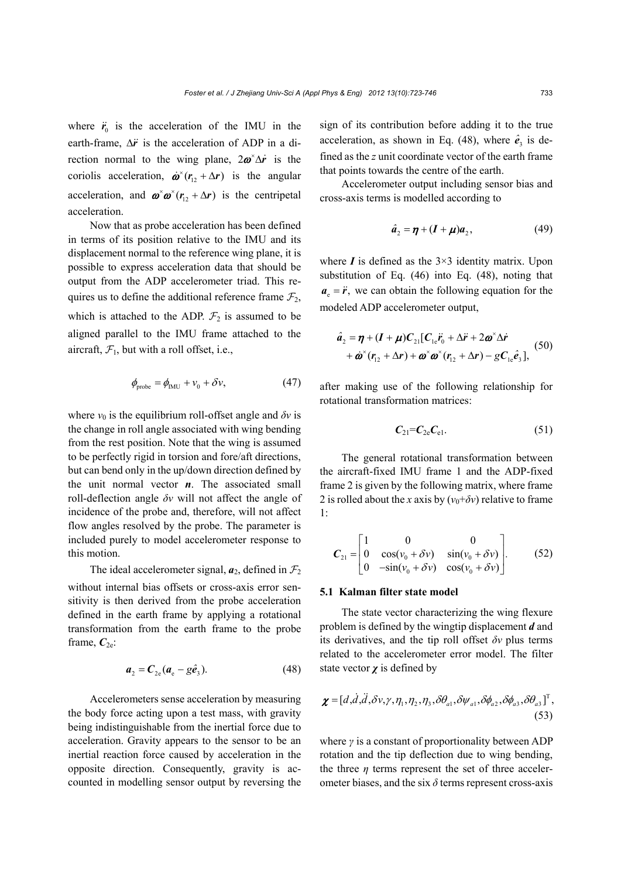where $\ddot{\boldsymbol{r}}_0$ is the acceleration of the IMU in the earth-frame, $\Delta\ddot{\boldsymbol{r}}$ is the acceleration of ADP in a direction normal to the wing plane, $2\boldsymbol{\omega}^{\times}\Delta\dot{\boldsymbol{r}}$ is the coriolis acceleration, $\dot{\boldsymbol{\omega}}^{\times}(\boldsymbol{r}_{12}+\Delta\boldsymbol{r})$ is the angular acceleration, and $\boldsymbol{\omega}^{\times}\boldsymbol{\omega}^{\times}(\boldsymbol{r}_{12}+\Delta\boldsymbol{r})$ is the centripetal acceleration.

Now that as probe acceleration has been defined in terms of its position relative to the IMU and its displacement normal to the reference wing plane, it is possible to express acceleration data that should be output from the ADP accelerometer triad. This requires us to define the additional reference frame $\mathcal{F}_2$, which is attached to the ADP. $\mathcal{F}_2$ is assumed to be aligned parallel to the IMU frame attached to the aircraft, $\mathcal{F}_1$, but with a roll offset, i.e.,

$$\phi_{\text{probe}}=\phi_{\text{IMU}}+v_0+\delta v, \tag{47}$$

where $v_0$ is the equilibrium roll-offset angle and $\delta v$ is the change in roll angle associated with wing bending from the rest position. Note that the wing is assumed to be perfectly rigid in torsion and fore/aft directions, but can bend only in the up/down direction defined by the unit normal vector $\boldsymbol{n}$. The associated small roll-deflection angle $\delta v$ will not affect the angle of incidence of the probe and, therefore, will not affect flow angles resolved by the probe. The parameter is included purely to model accelerometer response to this motion.

The ideal accelerometer signal, $\boldsymbol{a}_2$, defined in $\mathcal{F}_2$ without internal bias offsets or cross-axis error sensitivity is then derived from the probe acceleration defined in the earth frame by applying a rotational transformation from the earth frame to the probe frame, $\boldsymbol{C}_{2\text{e}}$:

$$\boldsymbol{a}_2=\boldsymbol{C}_{2\text{e}}(\boldsymbol{a}_\text{e}-g\hat{\boldsymbol{e}}_3). \tag{48}$$

Accelerometers sense acceleration by measuring the body force acting upon a test mass, with gravity being indistinguishable from the inertial force due to acceleration. Gravity appears to the sensor to be an inertial reaction force caused by acceleration in the opposite direction. Consequently, gravity is accounted in modelling sensor output by reversing the sign of its contribution before adding it to the true acceleration, as shown in Eq. (48), where $\hat{\boldsymbol{e}}_3$ is defined as the $z$ unit coordinate vector of the earth frame that points towards the centre of the earth.

Accelerometer output including sensor bias and cross-axis terms is modelled according to

$$\hat{\boldsymbol{a}}_2=\boldsymbol{\eta}+(\boldsymbol{I}+\boldsymbol{\mu})\boldsymbol{a}_2, \tag{49}$$

where $\boldsymbol{I}$ is defined as the 3×3 identity matrix. Upon substitution of Eq. (46) into Eq. (48), noting that $\boldsymbol{a}_\text{e}=\ddot{\boldsymbol{r}}$, we can obtain the following equation for the modeled ADP accelerometer output,

$$\begin{aligned}\hat{\boldsymbol{a}}_2=\boldsymbol{\eta}+(\boldsymbol{I}+\boldsymbol{\mu})\boldsymbol{C}_{21}[\boldsymbol{C}_{1\text{e}}\ddot{\boldsymbol{r}}_0+\Delta\ddot{\boldsymbol{r}}+2\boldsymbol{\omega}^{\times}\Delta\dot{\boldsymbol{r}}\\+\dot{\boldsymbol{\omega}}^{\times}(\boldsymbol{r}_{12}+\Delta\boldsymbol{r})+\boldsymbol{\omega}^{\times}\boldsymbol{\omega}^{\times}(\boldsymbol{r}_{12}+\Delta\boldsymbol{r})-g\boldsymbol{C}_{1\text{e}}\hat{\boldsymbol{e}}_3],\end{aligned} \tag{50}$$

after making use of the following relationship for rotational transformation matrices:

$$\boldsymbol{C}_{21}=\boldsymbol{C}_{2\text{e}}\boldsymbol{C}_{\text{e}1}. \tag{51}$$

The general rotational transformation between the aircraft-fixed IMU frame 1 and the ADP-fixed frame 2 is given by the following matrix, where frame 2 is rolled about the $x$ axis by $(v_0+\delta v)$ relative to frame 1:

$$\boldsymbol{C}_{21}=\begin{bmatrix}1 & 0 & 0\\ 0 & \cos(v_0+\delta v) & \sin(v_0+\delta v)\\ 0 & -\sin(v_0+\delta v) & \cos(v_0+\delta v)\end{bmatrix}. \tag{52}$$

### 5.1 Kalman filter state model

The state vector characterizing the wing flexure problem is defined by the wingtip displacement $\boldsymbol{d}$ and its derivatives, and the tip roll offset $\delta v$ plus terms related to the accelerometer error model. The filter state vector $\boldsymbol{\chi}$ is defined by

$$\boldsymbol{\chi}=[d,\dot{d},\ddot{d},\delta v,\gamma,\eta_1,\eta_2,\eta_3,\delta\theta_{a1},\delta\psi_{a1},\delta\phi_{a2},\delta\phi_{a3},\delta\theta_{a3}]^\text{T}, \tag{53}$$

where $\gamma$ is a constant of proportionality between ADP rotation and the tip deflection due to wing bending, the three $\eta$ terms represent the set of three accelerometer biases, and the six $\delta$ terms represent cross-axis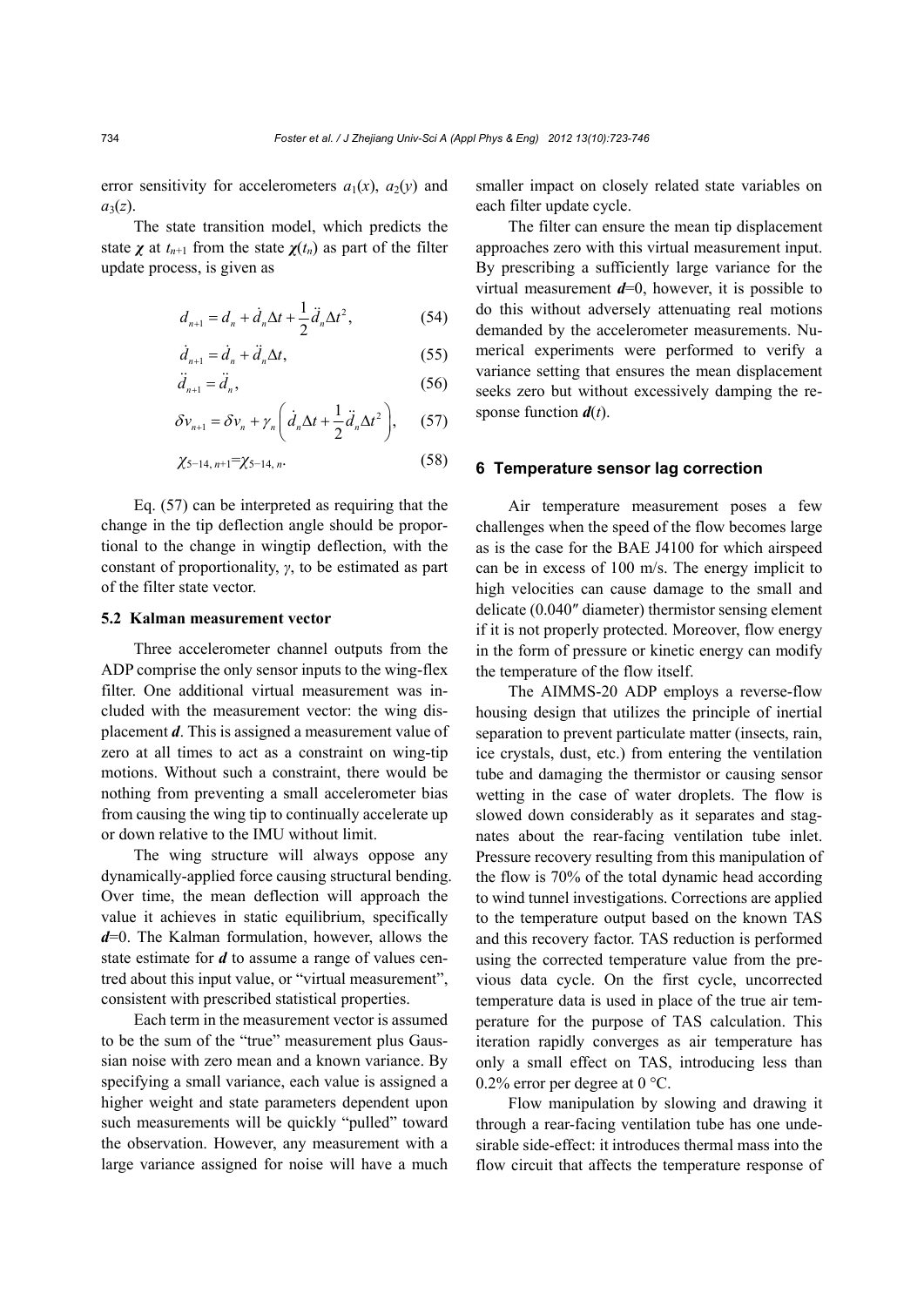error sensitivity for accelerometers $a_1(x)$, $a_2(y)$ and $a_3(z)$.

The state transition model, which predicts the state $\boldsymbol{\chi}$ at $t_{n+1}$ from the state $\boldsymbol{\chi}(t_n)$ as part of the filter update process, is given as

$$d_{n+1} = d_n + \dot{d}_n \Delta t + \frac{1}{2}\ddot{d}_n \Delta t^2, \tag{54}$$

$$\dot{d}_{n+1} = \dot{d}_n + \ddot{d}_n \Delta t, \tag{55}$$

$$\ddot{d}_{n+1} = \ddot{d}_n, \tag{56}$$

$$\delta v_{n+1} = \delta v_n + \gamma_n \left( \dot{d}_n \Delta t + \frac{1}{2}\ddot{d}_n \Delta t^2 \right), \tag{57}$$

$$\chi_{5-14,\, n+1} = \chi_{5-14,\, n}. \tag{58}$$

Eq. (57) can be interpreted as requiring that the change in the tip deflection angle should be proportional to the change in wingtip deflection, with the constant of proportionality, $\gamma$, to be estimated as part of the filter state vector.

### 5.2 Kalman measurement vector

Three accelerometer channel outputs from the ADP comprise the only sensor inputs to the wing-flex filter. One additional virtual measurement was included with the measurement vector: the wing displacement $\boldsymbol{d}$. This is assigned a measurement value of zero at all times to act as a constraint on wing-tip motions. Without such a constraint, there would be nothing from preventing a small accelerometer bias from causing the wing tip to continually accelerate up or down relative to the IMU without limit.

The wing structure will always oppose any dynamically-applied force causing structural bending. Over time, the mean deflection will approach the value it achieves in static equilibrium, specifically $\boldsymbol{d}$=0. The Kalman formulation, however, allows the state estimate for $\boldsymbol{d}$ to assume a range of values centred about this input value, or "virtual measurement", consistent with prescribed statistical properties.

Each term in the measurement vector is assumed to be the sum of the "true" measurement plus Gaussian noise with zero mean and a known variance. By specifying a small variance, each value is assigned a higher weight and state parameters dependent upon such measurements will be quickly "pulled" toward the observation. However, any measurement with a large variance assigned for noise will have a much smaller impact on closely related state variables on each filter update cycle.

The filter can ensure the mean tip displacement approaches zero with this virtual measurement input. By prescribing a sufficiently large variance for the virtual measurement $\boldsymbol{d}$=0, however, it is possible to do this without adversely attenuating real motions demanded by the accelerometer measurements. Numerical experiments were performed to verify a variance setting that ensures the mean displacement seeks zero but without excessively damping the response function $\boldsymbol{d}(t)$.

## 6 Temperature sensor lag correction

Air temperature measurement poses a few challenges when the speed of the flow becomes large as is the case for the BAE J4100 for which airspeed can be in excess of 100 m/s. The energy implicit to high velocities can cause damage to the small and delicate (0.040″ diameter) thermistor sensing element if it is not properly protected. Moreover, flow energy in the form of pressure or kinetic energy can modify the temperature of the flow itself.

The AIMMS-20 ADP employs a reverse-flow housing design that utilizes the principle of inertial separation to prevent particulate matter (insects, rain, ice crystals, dust, etc.) from entering the ventilation tube and damaging the thermistor or causing sensor wetting in the case of water droplets. The flow is slowed down considerably as it separates and stagnates about the rear-facing ventilation tube inlet. Pressure recovery resulting from this manipulation of the flow is 70% of the total dynamic head according to wind tunnel investigations. Corrections are applied to the temperature output based on the known TAS and this recovery factor. TAS reduction is performed using the corrected temperature value from the previous data cycle. On the first cycle, uncorrected temperature data is used in place of the true air temperature for the purpose of TAS calculation. This iteration rapidly converges as air temperature has only a small effect on TAS, introducing less than 0.2% error per degree at 0 °C.

Flow manipulation by slowing and drawing it through a rear-facing ventilation tube has one undesirable side-effect: it introduces thermal mass into the flow circuit that affects the temperature response of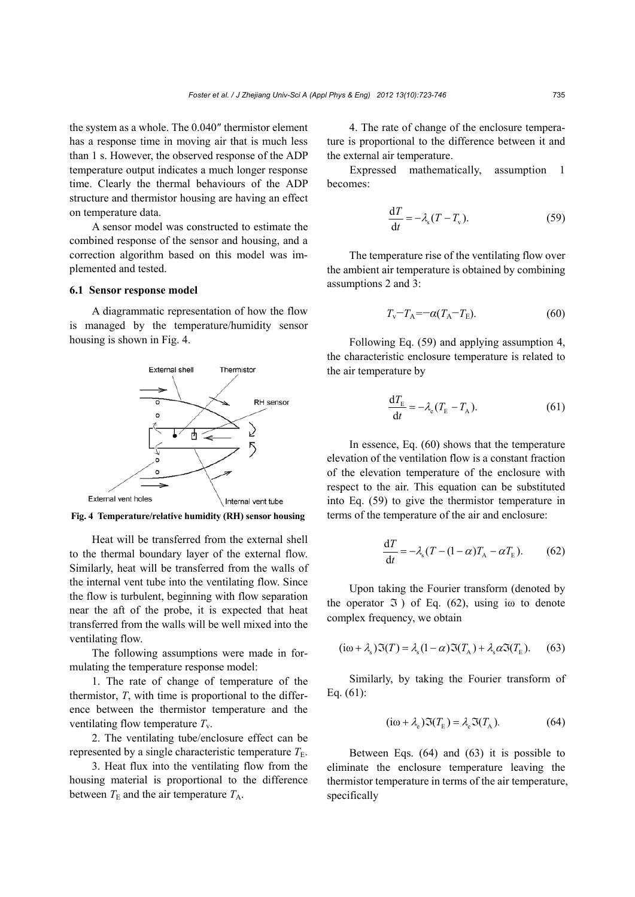the system as a whole. The 0.040″ thermistor element has a response time in moving air that is much less than 1 s. However, the observed response of the ADP temperature output indicates a much longer response time. Clearly the thermal behaviours of the ADP structure and thermistor housing are having an effect on temperature data.

A sensor model was constructed to estimate the combined response of the sensor and housing, and a correction algorithm based on this model was implemented and tested.

### 6.1 Sensor response model

A diagrammatic representation of how the flow is managed by the temperature/humidity sensor housing is shown in Fig. 4.

**Fig. 4 Temperature/relative humidity (RH) sensor housing**

Heat will be transferred from the external shell to the thermal boundary layer of the external flow. Similarly, heat will be transferred from the walls of the internal vent tube into the ventilating flow. Since the flow is turbulent, beginning with flow separation near the aft of the probe, it is expected that heat transferred from the walls will be well mixed into the ventilating flow.

The following assumptions were made in formulating the temperature response model:

1. The rate of change of temperature of the thermistor, $T$, with time is proportional to the difference between the thermistor temperature and the ventilating flow temperature $T_v$.

2. The ventilating tube/enclosure effect can be represented by a single characteristic temperature $T_E$.

3. Heat flux into the ventilating flow from the housing material is proportional to the difference between $T_E$ and the air temperature $T_A$.

4. The rate of change of the enclosure temperature is proportional to the difference between it and the external air temperature.

Expressed mathematically, assumption 1 becomes:

$$\frac{\mathrm{d}T}{\mathrm{d}t} = -\lambda_s (T - T_v). \tag{59}$$

The temperature rise of the ventilating flow over the ambient air temperature is obtained by combining assumptions 2 and 3:

$$T_v - T_A = -\alpha (T_A - T_E). \tag{60}$$

Following Eq. (59) and applying assumption 4, the characteristic enclosure temperature is related to the air temperature by

$$\frac{\mathrm{d}T_E}{\mathrm{d}t} = -\lambda_e (T_E - T_A). \tag{61}$$

In essence, Eq. (60) shows that the temperature elevation of the ventilation flow is a constant fraction of the elevation temperature of the enclosure with respect to the air. This equation can be substituted into Eq. (59) to give the thermistor temperature in terms of the temperature of the air and enclosure:

$$\frac{\mathrm{d}T}{\mathrm{d}t} = -\lambda_s (T - (1-\alpha) T_A - \alpha T_E). \tag{62}$$

Upon taking the Fourier transform (denoted by the operator $\Im$) of Eq. (62), using $\mathrm{i}\omega$ to denote complex frequency, we obtain

$$(\mathrm{i}\omega + \lambda_s)\Im(T) = \lambda_s (1-\alpha)\Im(T_A) + \lambda_s \alpha \Im(T_E). \tag{63}$$

Similarly, by taking the Fourier transform of Eq. (61):

$$(\mathrm{i}\omega + \lambda_e)\Im(T_E) = \lambda_e \Im(T_A). \tag{64}$$

Between Eqs. (64) and (63) it is possible to eliminate the enclosure temperature leaving the thermistor temperature in terms of the air temperature, specifically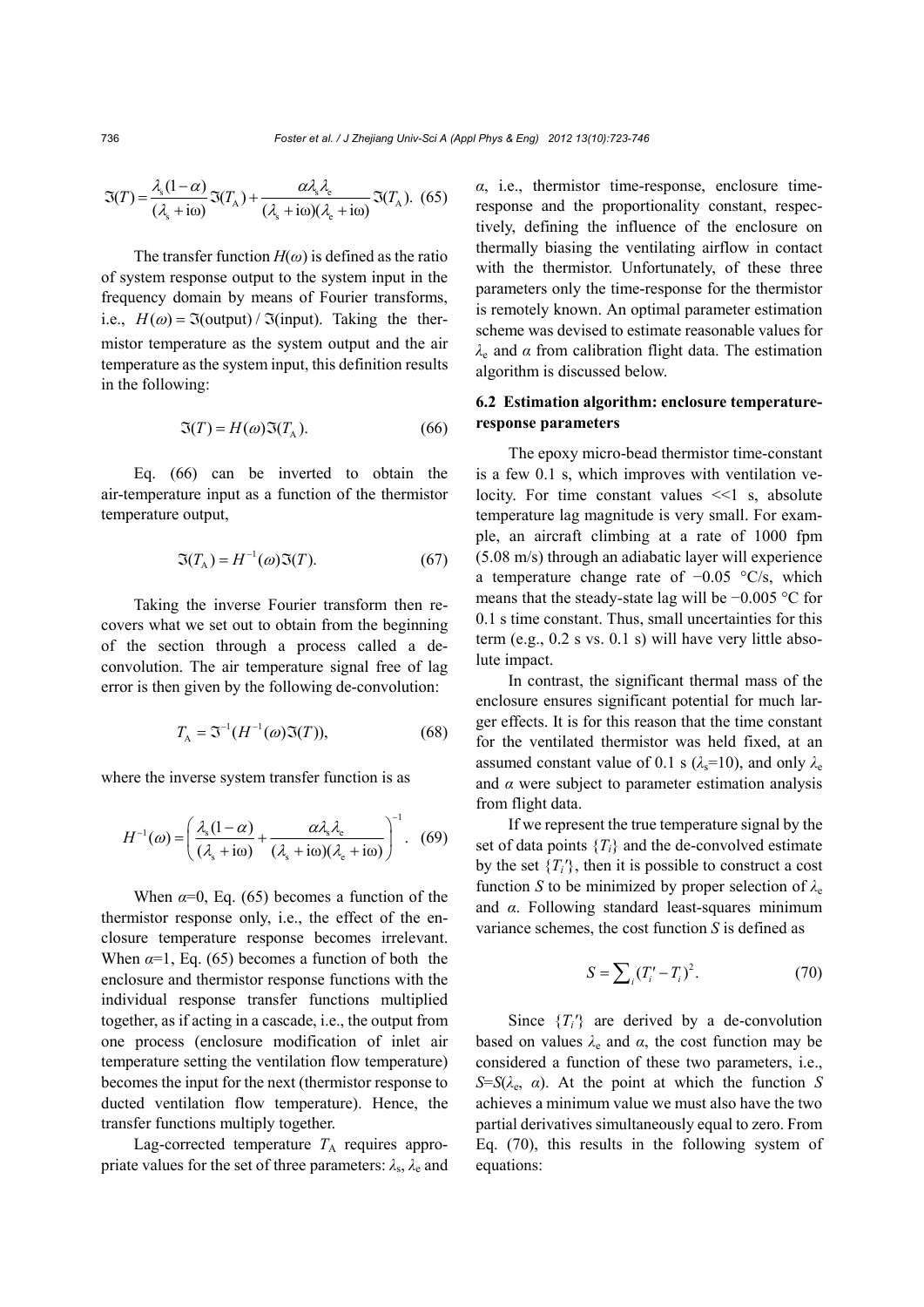$$\Im(T) = \frac{\lambda_{\mathrm{s}}(1-\alpha)}{(\lambda_{\mathrm{s}}+\mathrm{i}\omega)}\Im(T_{\mathrm{A}}) + \frac{\alpha\lambda_{\mathrm{s}}\lambda_{\mathrm{e}}}{(\lambda_{\mathrm{s}}+\mathrm{i}\omega)(\lambda_{\mathrm{e}}+\mathrm{i}\omega)}\Im(T_{\mathrm{A}}). \quad (65)$$

The transfer function $H(\omega)$ is defined as the ratio of system response output to the system input in the frequency domain by means of Fourier transforms, i.e., $H(\omega)=\Im(\text{output})/\Im(\text{input})$. Taking the thermistor temperature as the system output and the air temperature as the system input, this definition results in the following:

$$\Im(T) = H(\omega)\Im(T_{\mathrm{A}}). \quad (66)$$

Eq. (66) can be inverted to obtain the air-temperature input as a function of the thermistor temperature output,

$$\Im(T_{\mathrm{A}}) = H^{-1}(\omega)\Im(T). \quad (67)$$

Taking the inverse Fourier transform then recovers what we set out to obtain from the beginning of the section through a process called a de-convolution. The air temperature signal free of lag error is then given by the following de-convolution:

$$T_{\mathrm{A}} = \Im^{-1}(H^{-1}(\omega)\Im(T)), \quad (68)$$

where the inverse system transfer function is as

$$H^{-1}(\omega) = \left(\frac{\lambda_{\mathrm{s}}(1-\alpha)}{(\lambda_{\mathrm{s}}+\mathrm{i}\omega)} + \frac{\alpha\lambda_{\mathrm{s}}\lambda_{\mathrm{e}}}{(\lambda_{\mathrm{s}}+\mathrm{i}\omega)(\lambda_{\mathrm{e}}+\mathrm{i}\omega)}\right)^{-1}. \quad (69)$$

When $\alpha$=0, Eq. (65) becomes a function of the thermistor response only, i.e., the effect of the enclosure temperature response becomes irrelevant. When $\alpha$=1, Eq. (65) becomes a function of both the enclosure and thermistor response functions with the individual response transfer functions multiplied together, as if acting in a cascade, i.e., the output from one process (enclosure modification of inlet air temperature setting the ventilation flow temperature) becomes the input for the next (thermistor response to ducted ventilation flow temperature). Hence, the transfer functions multiply together.

Lag-corrected temperature $T_{\mathrm{A}}$ requires appropriate values for the set of three parameters: $\lambda_{\mathrm{s}}$, $\lambda_{\mathrm{e}}$ and $\alpha$, i.e., thermistor time-response, enclosure time-response and the proportionality constant, respectively, defining the influence of the enclosure on thermally biasing the ventilating airflow in contact with the thermistor. Unfortunately, of these three parameters only the time-response for the thermistor is remotely known. An optimal parameter estimation scheme was devised to estimate reasonable values for $\lambda_{\mathrm{e}}$ and $\alpha$ from calibration flight data. The estimation algorithm is discussed below.

### 6.2 Estimation algorithm: enclosure temperature-response parameters

The epoxy micro-bead thermistor time-constant is a few 0.1 s, which improves with ventilation velocity. For time constant values <<1 s, absolute temperature lag magnitude is very small. For example, an aircraft climbing at a rate of 1000 fpm (5.08 m/s) through an adiabatic layer will experience a temperature change rate of −0.05 °C/s, which means that the steady-state lag will be −0.005 °C for 0.1 s time constant. Thus, small uncertainties for this term (e.g., 0.2 s vs. 0.1 s) will have very little absolute impact.

In contrast, the significant thermal mass of the enclosure ensures significant potential for much larger effects. It is for this reason that the time constant for the ventilated thermistor was held fixed, at an assumed constant value of 0.1 s ($\lambda_{\mathrm{s}}$=10), and only $\lambda_{\mathrm{e}}$ and $\alpha$ were subject to parameter estimation analysis from flight data.

If we represent the true temperature signal by the set of data points $\{T_i\}$ and the de-convolved estimate by the set $\{T_i'\}$, then it is possible to construct a cost function $S$ to be minimized by proper selection of $\lambda_{\mathrm{e}}$ and $\alpha$. Following standard least-squares minimum variance schemes, the cost function $S$ is defined as

$$S = \sum_i (T_i' - T_i)^2. \quad (70)$$

Since $\{T_i'\}$ are derived by a de-convolution based on values $\lambda_{\mathrm{e}}$ and $\alpha$, the cost function may be considered a function of these two parameters, i.e., $S$=$S(\lambda_{\mathrm{e}}, \alpha)$. At the point at which the function $S$ achieves a minimum value we must also have the two partial derivatives simultaneously equal to zero. From Eq. (70), this results in the following system of equations: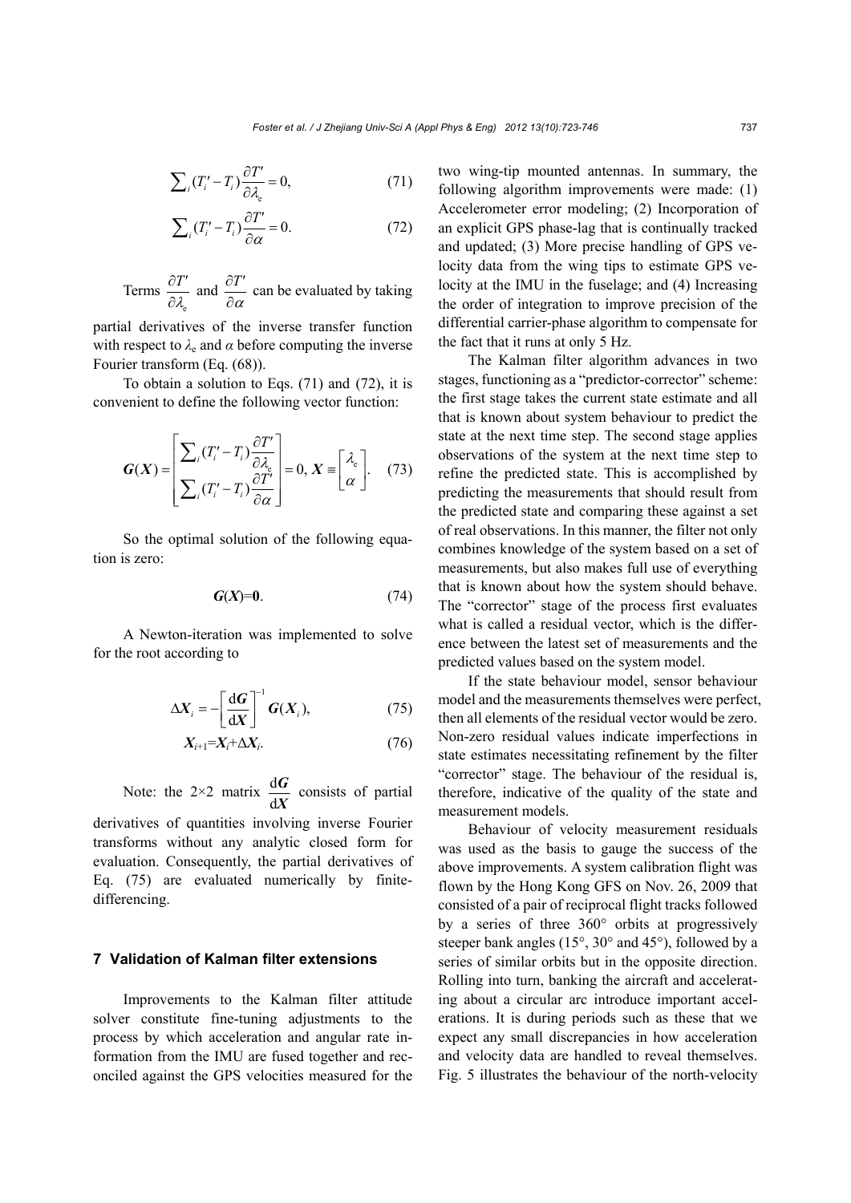$$\sum_i (T_i' - T_i)\frac{\partial T'}{\partial \lambda_c} = 0, \tag{71}$$

$$\sum_i (T_i' - T_i)\frac{\partial T'}{\partial \alpha} = 0. \tag{72}$$

Terms $\frac{\partial T'}{\partial \lambda_c}$ and $\frac{\partial T'}{\partial \alpha}$ can be evaluated by taking partial derivatives of the inverse transfer function with respect to $\lambda_c$ and $\alpha$ before computing the inverse Fourier transform (Eq. (68)).

To obtain a solution to Eqs. (71) and (72), it is convenient to define the following vector function:

$$\boldsymbol{G}(\boldsymbol{X}) = \begin{bmatrix} \sum_i (T_i' - T_i)\frac{\partial T'}{\partial \lambda_c} \\ \sum_i (T_i' - T_i)\frac{\partial T'}{\partial \alpha} \end{bmatrix} = 0,\ \boldsymbol{X} \equiv \begin{bmatrix} \lambda_c \\ \alpha \end{bmatrix}. \tag{73}$$

So the optimal solution of the following equation is zero:

$$\boldsymbol{G}(\boldsymbol{X}) = \boldsymbol{0}. \tag{74}$$

A Newton-iteration was implemented to solve for the root according to

$$\Delta \boldsymbol{X}_i = -\left[\frac{\mathrm{d}\boldsymbol{G}}{\mathrm{d}\boldsymbol{X}}\right]^{-1} \boldsymbol{G}(\boldsymbol{X}_i), \tag{75}$$

$$\boldsymbol{X}_{i+1} = \boldsymbol{X}_i + \Delta \boldsymbol{X}_i. \tag{76}$$

Note: the 2×2 matrix $\frac{\mathrm{d}\boldsymbol{G}}{\mathrm{d}\boldsymbol{X}}$ consists of partial derivatives of quantities involving inverse Fourier transforms without any analytic closed form for evaluation. Consequently, the partial derivatives of Eq. (75) are evaluated numerically by finite-differencing.

## 7 Validation of Kalman filter extensions

Improvements to the Kalman filter attitude solver constitute fine-tuning adjustments to the process by which acceleration and angular rate information from the IMU are fused together and reconciled against the GPS velocities measured for the two wing-tip mounted antennas. In summary, the following algorithm improvements were made: (1) Accelerometer error modeling; (2) Incorporation of an explicit GPS phase-lag that is continually tracked and updated; (3) More precise handling of GPS velocity data from the wing tips to estimate GPS velocity at the IMU in the fuselage; and (4) Increasing the order of integration to improve precision of the differential carrier-phase algorithm to compensate for the fact that it runs at only 5 Hz.

The Kalman filter algorithm advances in two stages, functioning as a "predictor-corrector" scheme: the first stage takes the current state estimate and all that is known about system behaviour to predict the state at the next time step. The second stage applies observations of the system at the next time step to refine the predicted state. This is accomplished by predicting the measurements that should result from the predicted state and comparing these against a set of real observations. In this manner, the filter not only combines knowledge of the system based on a set of measurements, but also makes full use of everything that is known about how the system should behave. The "corrector" stage of the process first evaluates what is called a residual vector, which is the difference between the latest set of measurements and the predicted values based on the system model.

If the state behaviour model, sensor behaviour model and the measurements themselves were perfect, then all elements of the residual vector would be zero. Non-zero residual values indicate imperfections in state estimates necessitating refinement by the filter "corrector" stage. The behaviour of the residual is, therefore, indicative of the quality of the state and measurement models.

Behaviour of velocity measurement residuals was used as the basis to gauge the success of the above improvements. A system calibration flight was flown by the Hong Kong GFS on Nov. 26, 2009 that consisted of a pair of reciprocal flight tracks followed by a series of three 360° orbits at progressively steeper bank angles (15°, 30° and 45°), followed by a series of similar orbits but in the opposite direction. Rolling into turn, banking the aircraft and accelerating about a circular arc introduce important accelerations. It is during periods such as these that we expect any small discrepancies in how acceleration and velocity data are handled to reveal themselves. Fig. 5 illustrates the behaviour of the north-velocity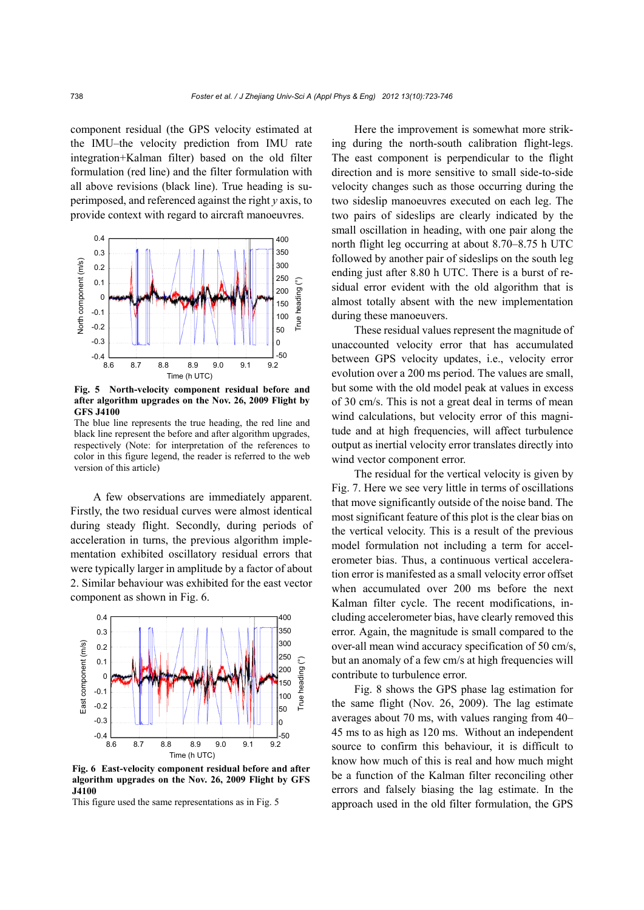component residual (the GPS velocity estimated at the IMU–the velocity prediction from IMU rate integration+Kalman filter) based on the old filter formulation (red line) and the filter formulation with all above revisions (black line). True heading is superimposed, and referenced against the right $y$ axis, to provide context with regard to aircraft manoeuvres.

**Fig. 5 North-velocity component residual before and after algorithm upgrades on the Nov. 26, 2009 Flight by GFS J4100**

The blue line represents the true heading, the red line and black line represent the before and after algorithm upgrades, respectively (Note: for interpretation of the references to color in this figure legend, the reader is referred to the web version of this article)

A few observations are immediately apparent. Firstly, the two residual curves were almost identical during steady flight. Secondly, during periods of acceleration in turns, the previous algorithm implementation exhibited oscillatory residual errors that were typically larger in amplitude by a factor of about 2. Similar behaviour was exhibited for the east vector component as shown in Fig. 6.

**Fig. 6 East-velocity component residual before and after algorithm upgrades on the Nov. 26, 2009 Flight by GFS J4100**

This figure used the same representations as in Fig. 5

Here the improvement is somewhat more striking during the north-south calibration flight-legs. The east component is perpendicular to the flight direction and is more sensitive to small side-to-side velocity changes such as those occurring during the two sideslip manoeuvres executed on each leg. The two pairs of sideslips are clearly indicated by the small oscillation in heading, with one pair along the north flight leg occurring at about 8.70–8.75 h UTC followed by another pair of sideslips on the south leg ending just after 8.80 h UTC. There is a burst of residual error evident with the old algorithm that is almost totally absent with the new implementation during these manoeuvers.

These residual values represent the magnitude of unaccounted velocity error that has accumulated between GPS velocity updates, i.e., velocity error evolution over a 200 ms period. The values are small, but some with the old model peak at values in excess of 30 cm/s. This is not a great deal in terms of mean wind calculations, but velocity error of this magnitude and at high frequencies, will affect turbulence output as inertial velocity error translates directly into wind vector component error.

The residual for the vertical velocity is given by Fig. 7. Here we see very little in terms of oscillations that move significantly outside of the noise band. The most significant feature of this plot is the clear bias on the vertical velocity. This is a result of the previous model formulation not including a term for accelerometer bias. Thus, a continuous vertical acceleration error is manifested as a small velocity error offset when accumulated over 200 ms before the next Kalman filter cycle. The recent modifications, including accelerometer bias, have clearly removed this error. Again, the magnitude is small compared to the over-all mean wind accuracy specification of 50 cm/s, but an anomaly of a few cm/s at high frequencies will contribute to turbulence error.

Fig. 8 shows the GPS phase lag estimation for the same flight (Nov. 26, 2009). The lag estimate averages about 70 ms, with values ranging from 40–45 ms to as high as 120 ms. Without an independent source to confirm this behaviour, it is difficult to know how much of this is real and how much might be a function of the Kalman filter reconciling other errors and falsely biasing the lag estimate. In the approach used in the old filter formulation, the GPS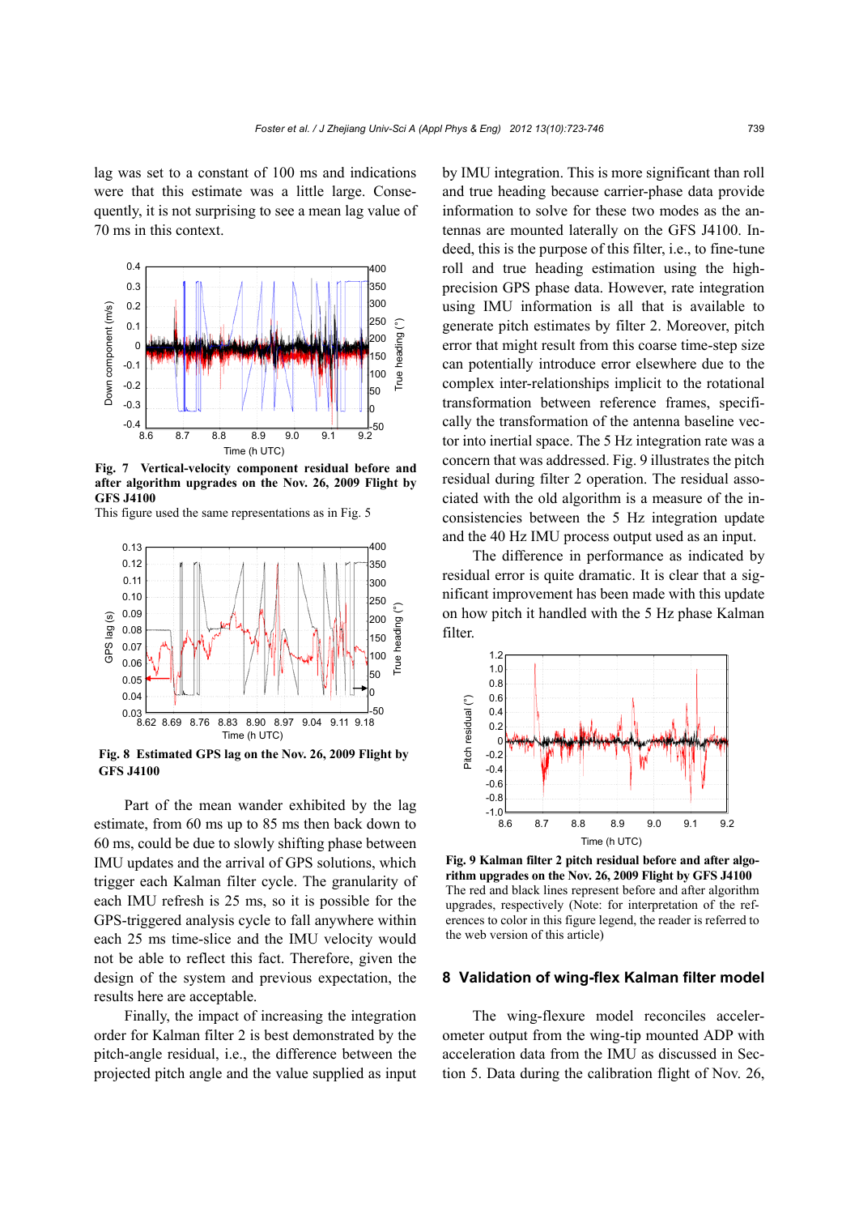lag was set to a constant of 100 ms and indications were that this estimate was a little large. Consequently, it is not surprising to see a mean lag value of 70 ms in this context.

**Fig. 7 Vertical-velocity component residual before and after algorithm upgrades on the Nov. 26, 2009 Flight by GFS J4100**
This figure used the same representations as in Fig. 5

**Fig. 8 Estimated GPS lag on the Nov. 26, 2009 Flight by GFS J4100**

Part of the mean wander exhibited by the lag estimate, from 60 ms up to 85 ms then back down to 60 ms, could be due to slowly shifting phase between IMU updates and the arrival of GPS solutions, which trigger each Kalman filter cycle. The granularity of each IMU refresh is 25 ms, so it is possible for the GPS-triggered analysis cycle to fall anywhere within each 25 ms time-slice and the IMU velocity would not be able to reflect this fact. Therefore, given the design of the system and previous expectation, the results here are acceptable.

Finally, the impact of increasing the integration order for Kalman filter 2 is best demonstrated by the pitch-angle residual, i.e., the difference between the projected pitch angle and the value supplied as input by IMU integration. This is more significant than roll and true heading because carrier-phase data provide information to solve for these two modes as the antennas are mounted laterally on the GFS J4100. Indeed, this is the purpose of this filter, i.e., to fine-tune roll and true heading estimation using the high-precision GPS phase data. However, rate integration using IMU information is all that is available to generate pitch estimates by filter 2. Moreover, pitch error that might result from this coarse time-step size can potentially introduce error elsewhere due to the complex inter-relationships implicit to the rotational transformation between reference frames, specifically the transformation of the antenna baseline vector into inertial space. The 5 Hz integration rate was a concern that was addressed. Fig. 9 illustrates the pitch residual during filter 2 operation. The residual associated with the old algorithm is a measure of the inconsistencies between the 5 Hz integration update and the 40 Hz IMU process output used as an input.

The difference in performance as indicated by residual error is quite dramatic. It is clear that a significant improvement has been made with this update on how pitch it handled with the 5 Hz phase Kalman filter.

**Fig. 9 Kalman filter 2 pitch residual before and after algorithm upgrades on the Nov. 26, 2009 Flight by GFS J4100**
The red and black lines represent before and after algorithm upgrades, respectively (Note: for interpretation of the references to color in this figure legend, the reader is referred to the web version of this article)

## 8 Validation of wing-flex Kalman filter model

The wing-flexure model reconciles accelerometer output from the wing-tip mounted ADP with acceleration data from the IMU as discussed in Section 5. Data during the calibration flight of Nov. 26,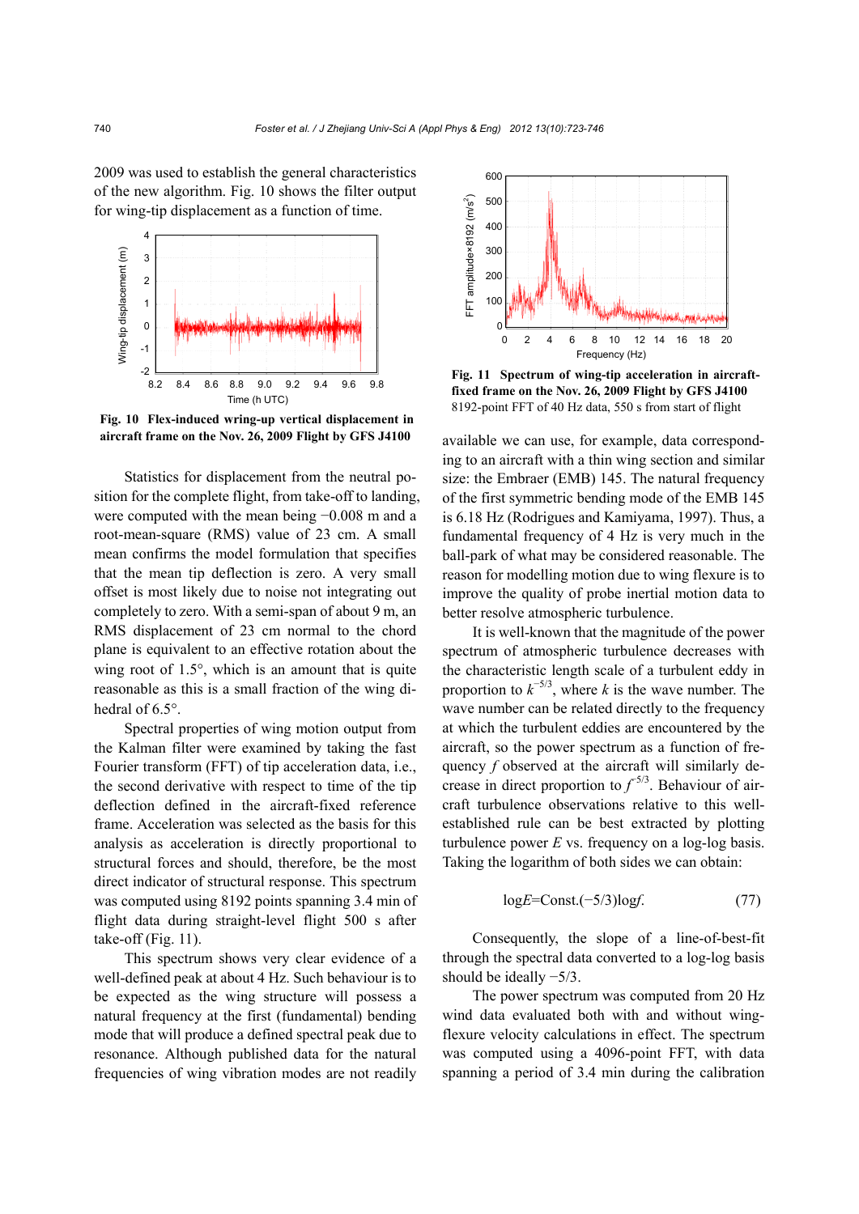2009 was used to establish the general characteristics of the new algorithm. Fig. 10 shows the filter output for wing-tip displacement as a function of time.

**Fig. 10 Flex-induced wring-up vertical displacement in aircraft frame on the Nov. 26, 2009 Flight by GFS J4100**

Statistics for displacement from the neutral position for the complete flight, from take-off to landing, were computed with the mean being −0.008 m and a root-mean-square (RMS) value of 23 cm. A small mean confirms the model formulation that specifies that the mean tip deflection is zero. A very small offset is most likely due to noise not integrating out completely to zero. With a semi-span of about 9 m, an RMS displacement of 23 cm normal to the chord plane is equivalent to an effective rotation about the wing root of 1.5°, which is an amount that is quite reasonable as this is a small fraction of the wing dihedral of 6.5°.

Spectral properties of wing motion output from the Kalman filter were examined by taking the fast Fourier transform (FFT) of tip acceleration data, i.e., the second derivative with respect to time of the tip deflection defined in the aircraft-fixed reference frame. Acceleration was selected as the basis for this analysis as acceleration is directly proportional to structural forces and should, therefore, be the most direct indicator of structural response. This spectrum was computed using 8192 points spanning 3.4 min of flight data during straight-level flight 500 s after take-off (Fig. 11).

This spectrum shows very clear evidence of a well-defined peak at about 4 Hz. Such behaviour is to be expected as the wing structure will possess a natural frequency at the first (fundamental) bending mode that will produce a defined spectral peak due to resonance. Although published data for the natural frequencies of wing vibration modes are not readily

**Fig. 11 Spectrum of wing-tip acceleration in aircraft-fixed frame on the Nov. 26, 2009 Flight by GFS J4100**
8192-point FFT of 40 Hz data, 550 s from start of flight

available we can use, for example, data corresponding to an aircraft with a thin wing section and similar size: the Embraer (EMB) 145. The natural frequency of the first symmetric bending mode of the EMB 145 is 6.18 Hz (Rodrigues and Kamiyama, 1997). Thus, a fundamental frequency of 4 Hz is very much in the ball-park of what may be considered reasonable. The reason for modelling motion due to wing flexure is to improve the quality of probe inertial motion data to better resolve atmospheric turbulence.

It is well-known that the magnitude of the power spectrum of atmospheric turbulence decreases with the characteristic length scale of a turbulent eddy in proportion to $k^{-5/3}$, where $k$ is the wave number. The wave number can be related directly to the frequency at which the turbulent eddies are encountered by the aircraft, so the power spectrum as a function of frequency $f$ observed at the aircraft will similarly decrease in direct proportion to $f^{-5/3}$. Behaviour of aircraft turbulence observations relative to this well-established rule can be best extracted by plotting turbulence power $E$ vs. frequency on a log-log basis. Taking the logarithm of both sides we can obtain:

$$\log E = \text{Const.}(-5/3)\log f. \tag{77}$$

Consequently, the slope of a line-of-best-fit through the spectral data converted to a log-log basis should be ideally −5/3.

The power spectrum was computed from 20 Hz wind data evaluated both with and without wing-flexure velocity calculations in effect. The spectrum was computed using a 4096-point FFT, with data spanning a period of 3.4 min during the calibration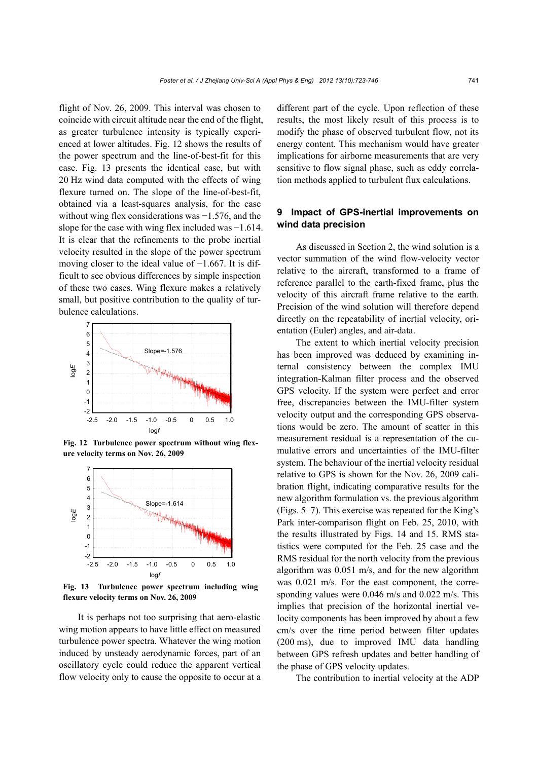flight of Nov. 26, 2009. This interval was chosen to coincide with circuit altitude near the end of the flight, as greater turbulence intensity is typically experienced at lower altitudes. Fig. 12 shows the results of the power spectrum and the line-of-best-fit for this case. Fig. 13 presents the identical case, but with 20 Hz wind data computed with the effects of wing flexure turned on. The slope of the line-of-best-fit, obtained via a least-squares analysis, for the case without wing flex considerations was −1.576, and the slope for the case with wing flex included was −1.614. It is clear that the refinements to the probe inertial velocity resulted in the slope of the power spectrum moving closer to the ideal value of −1.667. It is difficult to see obvious differences by simple inspection of these two cases. Wing flexure makes a relatively small, but positive contribution to the quality of turbulence calculations.

**Fig. 12 Turbulence power spectrum without wing flexure velocity terms on Nov. 26, 2009**

**Fig. 13 Turbulence power spectrum including wing flexure velocity terms on Nov. 26, 2009**

It is perhaps not too surprising that aero-elastic wing motion appears to have little effect on measured turbulence power spectra. Whatever the wing motion induced by unsteady aerodynamic forces, part of an oscillatory cycle could reduce the apparent vertical flow velocity only to cause the opposite to occur at a different part of the cycle. Upon reflection of these results, the most likely result of this process is to modify the phase of observed turbulent flow, not its energy content. This mechanism would have greater implications for airborne measurements that are very sensitive to flow signal phase, such as eddy correlation methods applied to turbulent flux calculations.

## 9 Impact of GPS-inertial improvements on wind data precision

As discussed in Section 2, the wind solution is a vector summation of the wind flow-velocity vector relative to the aircraft, transformed to a frame of reference parallel to the earth-fixed frame, plus the velocity of this aircraft frame relative to the earth. Precision of the wind solution will therefore depend directly on the repeatability of inertial velocity, orientation (Euler) angles, and air-data.

The extent to which inertial velocity precision has been improved was deduced by examining internal consistency between the complex IMU integration-Kalman filter process and the observed GPS velocity. If the system were perfect and error free, discrepancies between the IMU-filter system velocity output and the corresponding GPS observations would be zero. The amount of scatter in this measurement residual is a representation of the cumulative errors and uncertainties of the IMU-filter system. The behaviour of the inertial velocity residual relative to GPS is shown for the Nov. 26, 2009 calibration flight, indicating comparative results for the new algorithm formulation vs. the previous algorithm (Figs. 5–7). This exercise was repeated for the King's Park inter-comparison flight on Feb. 25, 2010, with the results illustrated by Figs. 14 and 15. RMS statistics were computed for the Feb. 25 case and the RMS residual for the north velocity from the previous algorithm was 0.051 m/s, and for the new algorithm was 0.021 m/s. For the east component, the corresponding values were 0.046 m/s and 0.022 m/s. This implies that precision of the horizontal inertial velocity components has been improved by about a few cm/s over the time period between filter updates (200 ms), due to improved IMU data handling between GPS refresh updates and better handling of the phase of GPS velocity updates.

The contribution to inertial velocity at the ADP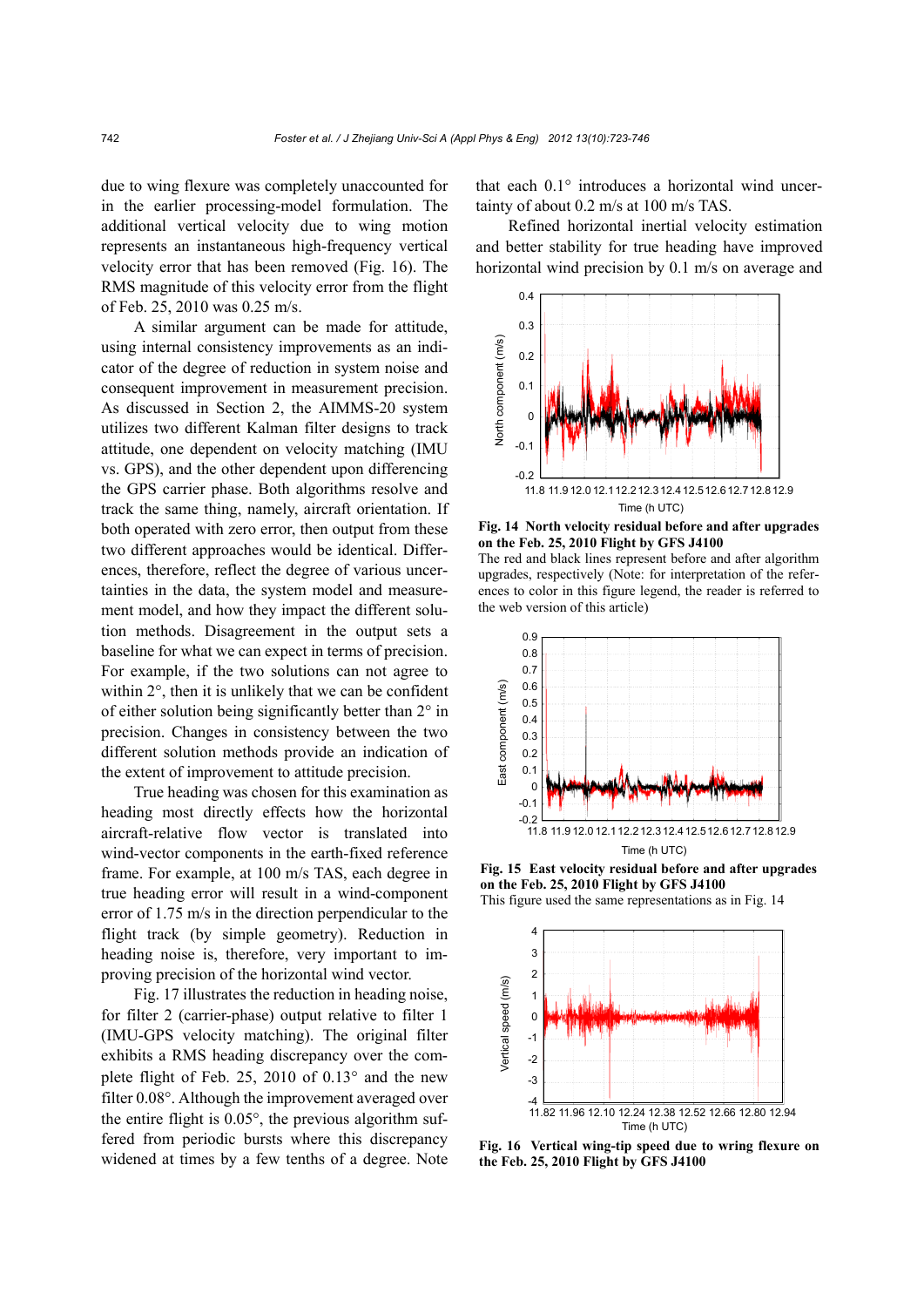due to wing flexure was completely unaccounted for in the earlier processing-model formulation. The additional vertical velocity due to wing motion represents an instantaneous high-frequency vertical velocity error that has been removed (Fig. 16). The RMS magnitude of this velocity error from the flight of Feb. 25, 2010 was 0.25 m/s.

A similar argument can be made for attitude, using internal consistency improvements as an indicator of the degree of reduction in system noise and consequent improvement in measurement precision. As discussed in Section 2, the AIMMS-20 system utilizes two different Kalman filter designs to track attitude, one dependent on velocity matching (IMU vs. GPS), and the other dependent upon differencing the GPS carrier phase. Both algorithms resolve and track the same thing, namely, aircraft orientation. If both operated with zero error, then output from these two different approaches would be identical. Differences, therefore, reflect the degree of various uncertainties in the data, the system model and measurement model, and how they impact the different solution methods. Disagreement in the output sets a baseline for what we can expect in terms of precision. For example, if the two solutions can not agree to within 2°, then it is unlikely that we can be confident of either solution being significantly better than 2° in precision. Changes in consistency between the two different solution methods provide an indication of the extent of improvement to attitude precision.

True heading was chosen for this examination as heading most directly effects how the horizontal aircraft-relative flow vector is translated into wind-vector components in the earth-fixed reference frame. For example, at 100 m/s TAS, each degree in true heading error will result in a wind-component error of 1.75 m/s in the direction perpendicular to the flight track (by simple geometry). Reduction in heading noise is, therefore, very important to improving precision of the horizontal wind vector.

Fig. 17 illustrates the reduction in heading noise, for filter 2 (carrier-phase) output relative to filter 1 (IMU-GPS velocity matching). The original filter exhibits a RMS heading discrepancy over the complete flight of Feb. 25, 2010 of 0.13° and the new filter 0.08°. Although the improvement averaged over the entire flight is 0.05°, the previous algorithm suffered from periodic bursts where this discrepancy widened at times by a few tenths of a degree. Note that each 0.1° introduces a horizontal wind uncertainty of about 0.2 m/s at 100 m/s TAS.

Refined horizontal inertial velocity estimation and better stability for true heading have improved horizontal wind precision by 0.1 m/s on average and

**Fig. 14 North velocity residual before and after upgrades on the Feb. 25, 2010 Flight by GFS J4100**

The red and black lines represent before and after algorithm upgrades, respectively (Note: for interpretation of the references to color in this figure legend, the reader is referred to the web version of this article)

**Fig. 15 East velocity residual before and after upgrades on the Feb. 25, 2010 Flight by GFS J4100**

This figure used the same representations as in Fig. 14

**Fig. 16 Vertical wing-tip speed due to wring flexure on the Feb. 25, 2010 Flight by GFS J4100**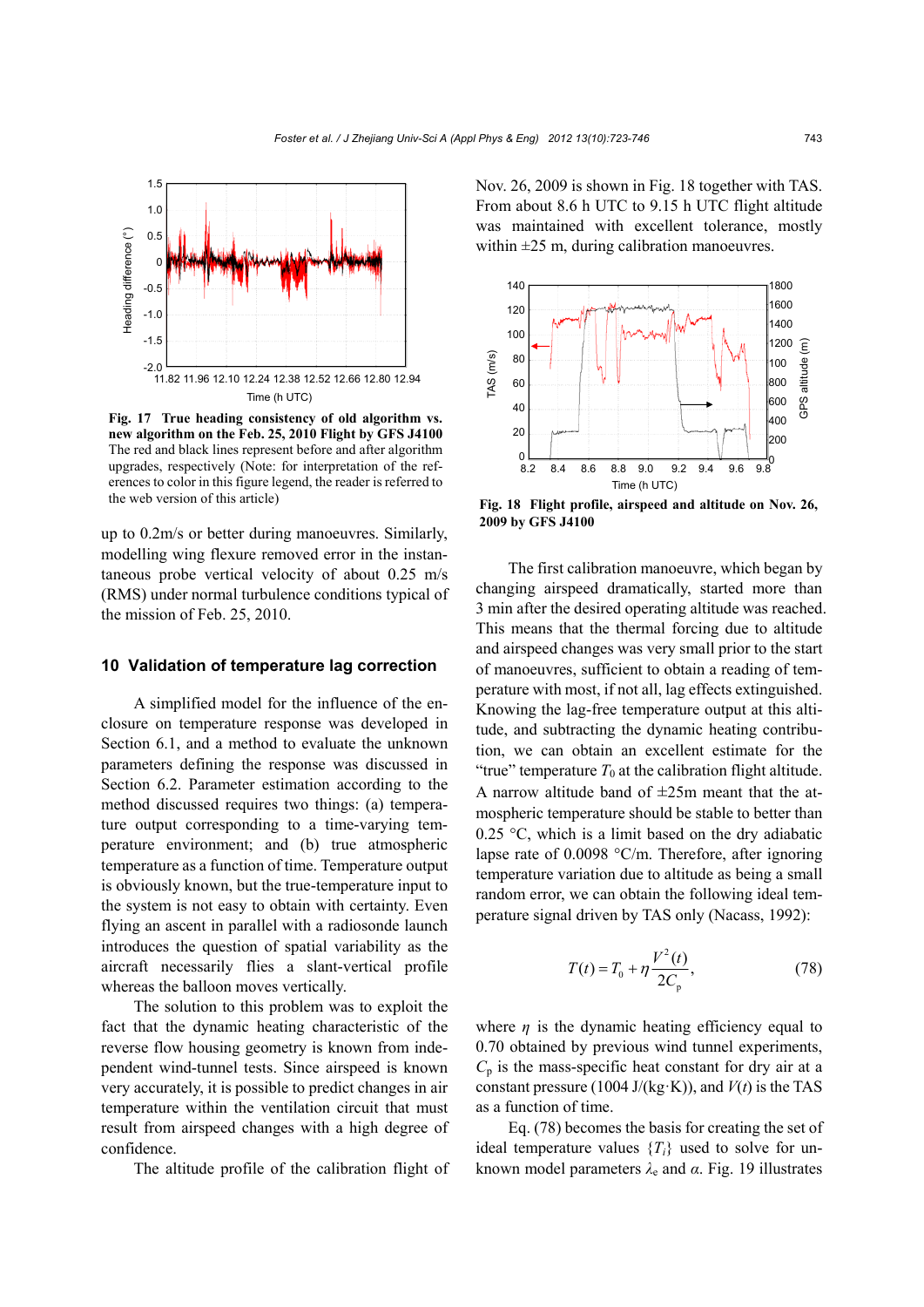Fig. 17 **True heading consistency of old algorithm vs. new algorithm on the Feb. 25, 2010 Flight by GFS J4100**
The red and black lines represent before and after algorithm upgrades, respectively (Note: for interpretation of the references to color in this figure legend, the reader is referred to the web version of this article)

up to 0.2m/s or better during manoeuvres. Similarly, modelling wing flexure removed error in the instantaneous probe vertical velocity of about 0.25 m/s (RMS) under normal turbulence conditions typical of the mission of Feb. 25, 2010.

## 10 Validation of temperature lag correction

A simplified model for the influence of the enclosure on temperature response was developed in Section 6.1, and a method to evaluate the unknown parameters defining the response was discussed in Section 6.2. Parameter estimation according to the method discussed requires two things: (a) temperature output corresponding to a time-varying temperature environment; and (b) true atmospheric temperature as a function of time. Temperature output is obviously known, but the true-temperature input to the system is not easy to obtain with certainty. Even flying an ascent in parallel with a radiosonde launch introduces the question of spatial variability as the aircraft necessarily flies a slant-vertical profile whereas the balloon moves vertically.

The solution to this problem was to exploit the fact that the dynamic heating characteristic of the reverse flow housing geometry is known from independent wind-tunnel tests. Since airspeed is known very accurately, it is possible to predict changes in air temperature within the ventilation circuit that must result from airspeed changes with a high degree of confidence.

The altitude profile of the calibration flight of Nov. 26, 2009 is shown in Fig. 18 together with TAS. From about 8.6 h UTC to 9.15 h UTC flight altitude was maintained with excellent tolerance, mostly within ±25 m, during calibration manoeuvres.

Fig. 18 **Flight profile, airspeed and altitude on Nov. 26, 2009 by GFS J4100**

The first calibration manoeuvre, which began by changing airspeed dramatically, started more than 3 min after the desired operating altitude was reached. This means that the thermal forcing due to altitude and airspeed changes was very small prior to the start of manoeuvres, sufficient to obtain a reading of temperature with most, if not all, lag effects extinguished. Knowing the lag-free temperature output at this altitude, and subtracting the dynamic heating contribution, we can obtain an excellent estimate for the "true" temperature $T_0$ at the calibration flight altitude. A narrow altitude band of ±25m meant that the atmospheric temperature should be stable to better than 0.25 °C, which is a limit based on the dry adiabatic lapse rate of 0.0098 °C/m. Therefore, after ignoring temperature variation due to altitude as being a small random error, we can obtain the following ideal temperature signal driven by TAS only (Nacass, 1992):

$$T(t) = T_0 + \eta \frac{V^2(t)}{2C_p}, \tag{78}$$

where $\eta$ is the dynamic heating efficiency equal to 0.70 obtained by previous wind tunnel experiments, $C_p$ is the mass-specific heat constant for dry air at a constant pressure (1004 J/(kg·K)), and $V(t)$ is the TAS as a function of time.

Eq. (78) becomes the basis for creating the set of ideal temperature values $\{T_i\}$ used to solve for unknown model parameters $\lambda_e$ and $\alpha$. Fig. 19 illustrates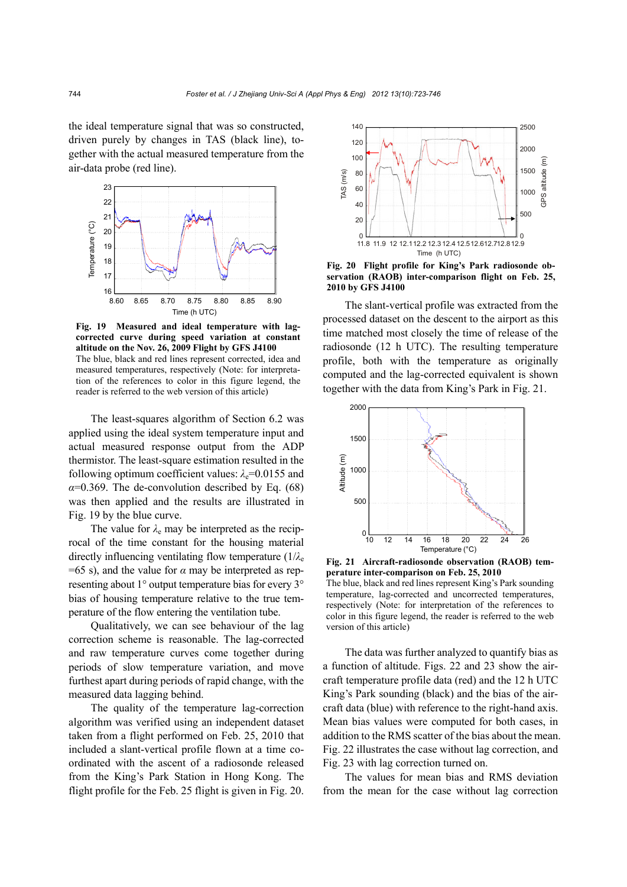the ideal temperature signal that was so constructed, driven purely by changes in TAS (black line), together with the actual measured temperature from the air-data probe (red line).

**Fig. 19 Measured and ideal temperature with lag-corrected curve during speed variation at constant altitude on the Nov. 26, 2009 Flight by GFS J4100**
The blue, black and red lines represent corrected, idea and measured temperatures, respectively (Note: for interpretation of the references to color in this figure legend, the reader is referred to the web version of this article)

The least-squares algorithm of Section 6.2 was applied using the ideal system temperature input and actual measured response output from the ADP thermistor. The least-square estimation resulted in the following optimum coefficient values: $\lambda_e$=0.0155 and $\alpha$=0.369. The de-convolution described by Eq. (68) was then applied and the results are illustrated in Fig. 19 by the blue curve.

The value for $\lambda_e$ may be interpreted as the reciprocal of the time constant for the housing material directly influencing ventilating flow temperature ($1/\lambda_e$ =65 s), and the value for $\alpha$ may be interpreted as representing about 1° output temperature bias for every 3° bias of housing temperature relative to the true temperature of the flow entering the ventilation tube.

Qualitatively, we can see behaviour of the lag correction scheme is reasonable. The lag-corrected and raw temperature curves come together during periods of slow temperature variation, and move furthest apart during periods of rapid change, with the measured data lagging behind.

The quality of the temperature lag-correction algorithm was verified using an independent dataset taken from a flight performed on Feb. 25, 2010 that included a slant-vertical profile flown at a time co-ordinated with the ascent of a radiosonde released from the King's Park Station in Hong Kong. The flight profile for the Feb. 25 flight is given in Fig. 20.

**Fig. 20 Flight profile for King's Park radiosonde observation (RAOB) inter-comparison flight on Feb. 25, 2010 by GFS J4100**

The slant-vertical profile was extracted from the processed dataset on the descent to the airport as this time matched most closely the time of release of the radiosonde (12 h UTC). The resulting temperature profile, both with the temperature as originally computed and the lag-corrected equivalent is shown together with the data from King's Park in Fig. 21.

**Fig. 21 Aircraft-radiosonde observation (RAOB) temperature inter-comparison on Feb. 25, 2010**
The blue, black and red lines represent King's Park sounding temperature, lag-corrected and uncorrected temperatures, respectively (Note: for interpretation of the references to color in this figure legend, the reader is referred to the web version of this article)

The data was further analyzed to quantify bias as a function of altitude. Figs. 22 and 23 show the aircraft temperature profile data (red) and the 12 h UTC King's Park sounding (black) and the bias of the aircraft data (blue) with reference to the right-hand axis. Mean bias values were computed for both cases, in addition to the RMS scatter of the bias about the mean. Fig. 22 illustrates the case without lag correction, and Fig. 23 with lag correction turned on.

The values for mean bias and RMS deviation from the mean for the case without lag correction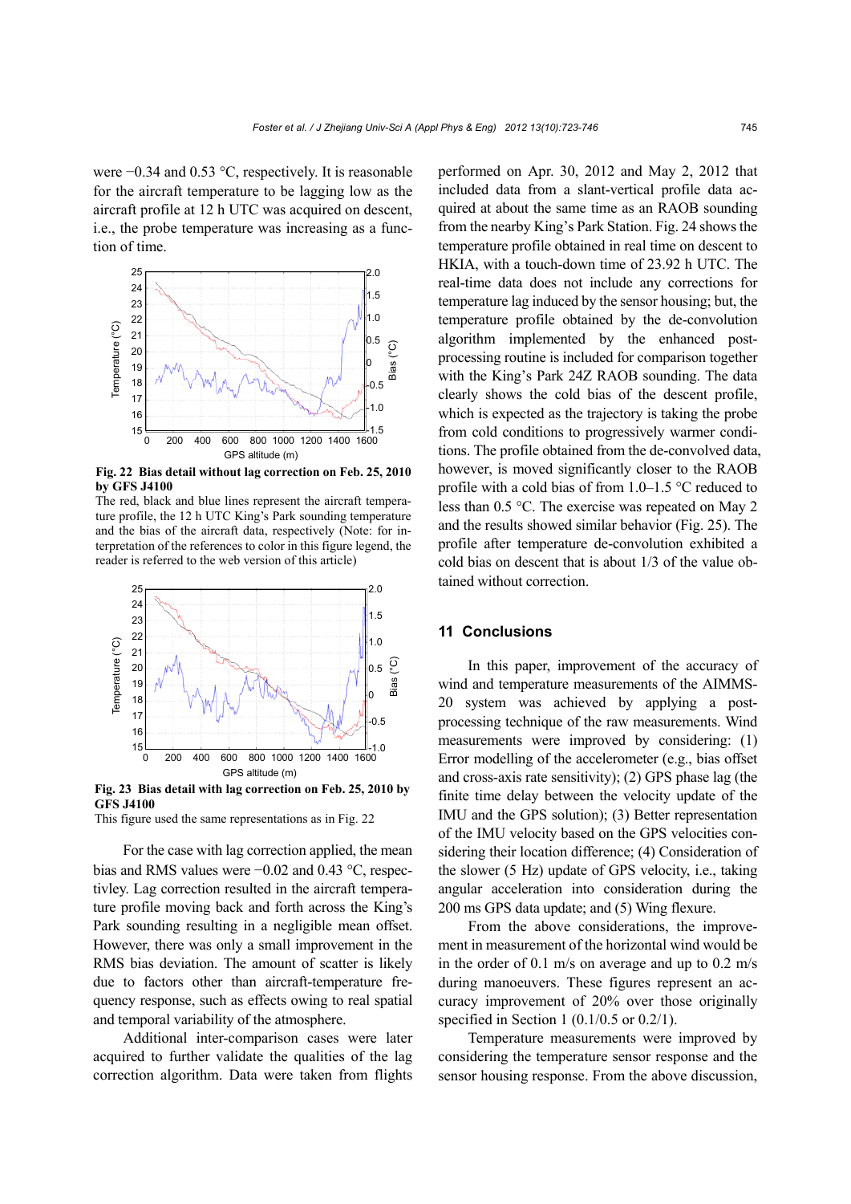were −0.34 and 0.53 °C, respectively. It is reasonable for the aircraft temperature to be lagging low as the aircraft profile at 12 h UTC was acquired on descent, i.e., the probe temperature was increasing as a function of time.

**Fig. 22 Bias detail without lag correction on Feb. 25, 2010 by GFS J4100**

The red, black and blue lines represent the aircraft temperature profile, the 12 h UTC King's Park sounding temperature and the bias of the aircraft data, respectively (Note: for interpretation of the references to color in this figure legend, the reader is referred to the web version of this article)

**Fig. 23 Bias detail with lag correction on Feb. 25, 2010 by GFS J4100**

This figure used the same representations as in Fig. 22

For the case with lag correction applied, the mean bias and RMS values were −0.02 and 0.43 °C, respectivley. Lag correction resulted in the aircraft temperature profile moving back and forth across the King's Park sounding resulting in a negligible mean offset. However, there was only a small improvement in the RMS bias deviation. The amount of scatter is likely due to factors other than aircraft-temperature frequency response, such as effects owing to real spatial and temporal variability of the atmosphere.

Additional inter-comparison cases were later acquired to further validate the qualities of the lag correction algorithm. Data were taken from flights performed on Apr. 30, 2012 and May 2, 2012 that included data from a slant-vertical profile data acquired at about the same time as an RAOB sounding from the nearby King's Park Station. Fig. 24 shows the temperature profile obtained in real time on descent to HKIA, with a touch-down time of 23.92 h UTC. The real-time data does not include any corrections for temperature lag induced by the sensor housing; but, the temperature profile obtained by the de-convolution algorithm implemented by the enhanced post-processing routine is included for comparison together with the King's Park 24Z RAOB sounding. The data clearly shows the cold bias of the descent profile, which is expected as the trajectory is taking the probe from cold conditions to progressively warmer conditions. The profile obtained from the de-convolved data, however, is moved significantly closer to the RAOB profile with a cold bias of from 1.0–1.5 °C reduced to less than 0.5 °C. The exercise was repeated on May 2 and the results showed similar behavior (Fig. 25). The profile after temperature de-convolution exhibited a cold bias on descent that is about 1/3 of the value obtained without correction.

## 11 Conclusions

In this paper, improvement of the accuracy of wind and temperature measurements of the AIMMS-20 system was achieved by applying a post-processing technique of the raw measurements. Wind measurements were improved by considering: (1) Error modelling of the accelerometer (e.g., bias offset and cross-axis rate sensitivity); (2) GPS phase lag (the finite time delay between the velocity update of the IMU and the GPS solution); (3) Better representation of the IMU velocity based on the GPS velocities considering their location difference; (4) Consideration of the slower (5 Hz) update of GPS velocity, i.e., taking angular acceleration into consideration during the 200 ms GPS data update; and (5) Wing flexure.

From the above considerations, the improvement in measurement of the horizontal wind would be in the order of 0.1 m/s on average and up to 0.2 m/s during manoeuvers. These figures represent an accuracy improvement of 20% over those originally specified in Section 1 (0.1/0.5 or 0.2/1).

Temperature measurements were improved by considering the temperature sensor response and the sensor housing response. From the above discussion,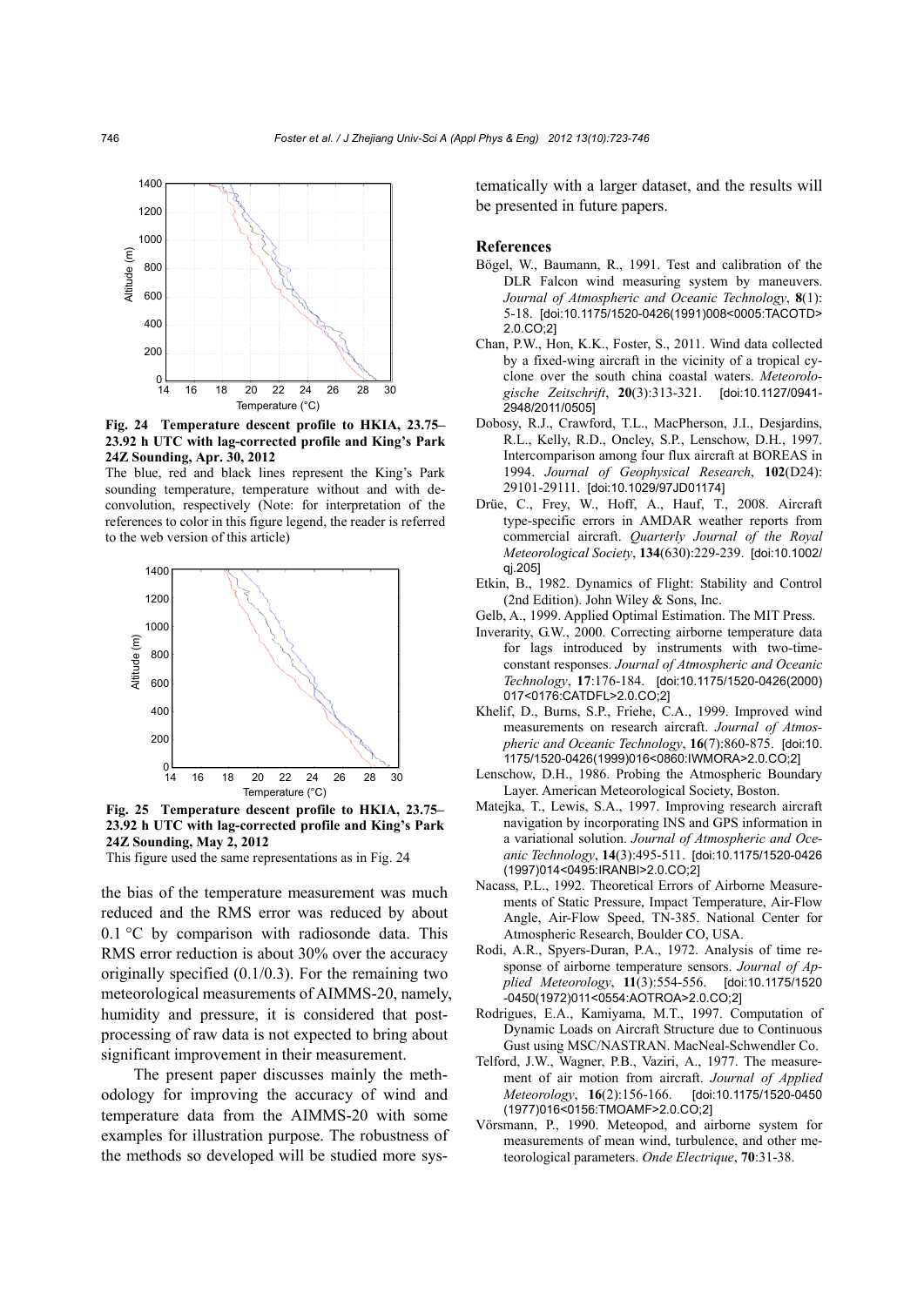1400
1200
1000
800
600
400
200
0
Altitude (m)
14 16 18 20 22 24 26 28 30
Temperature (°C)

**Fig. 24 Temperature descent profile to HKIA, 23.75–23.92 h UTC with lag-corrected profile and King's Park 24Z Sounding, Apr. 30, 2012**

The blue, red and black lines represent the King's Park sounding temperature, temperature without and with de-convolution, respectively (Note: for interpretation of the references to color in this figure legend, the reader is referred to the web version of this article)

1400
1200
1000
800
600
400
200
0
Altitude (m)
14 16 18 20 22 24 26 28 30
Temperature (°C)

**Fig. 25 Temperature descent profile to HKIA, 23.75–23.92 h UTC with lag-corrected profile and King's Park 24Z Sounding, May 2, 2012**

This figure used the same representations as in Fig. 24

the bias of the temperature measurement was much reduced and the RMS error was reduced by about 0.1 °C by comparison with radiosonde data. This RMS error reduction is about 30% over the accuracy originally specified (0.1/0.3). For the remaining two meteorological measurements of AIMMS-20, namely, humidity and pressure, it is considered that post-processing of raw data is not expected to bring about significant improvement in their measurement.

The present paper discusses mainly the methodology for improving the accuracy of wind and temperature data from the AIMMS-20 with some examples for illustration purpose. The robustness of the methods so developed will be studied more systematically with a larger dataset, and the results will be presented in future papers.

## References

Bögel, W., Baumann, R., 1991. Test and calibration of the DLR Falcon wind measuring system by maneuvers. *Journal of Atmospheric and Oceanic Technology*, **8**(1): 5-18. [doi:10.1175/1520-0426(1991)008<0005:TACOTD>2.0.CO;2]

Chan, P.W., Hon, K.K., Foster, S., 2011. Wind data collected by a fixed-wing aircraft in the vicinity of a tropical cyclone over the south china coastal waters. *Meteorologische Zeitschrift*, **20**(3):313-321. [doi:10.1127/0941-2948/2011/0505]

Dobosy, R.J., Crawford, T.L., MacPherson, J.I., Desjardins, R.L., Kelly, R.D., Oncley, S.P., Lenschow, D.H., 1997. Intercomparison among four flux aircraft at BOREAS in 1994. *Journal of Geophysical Research*, **102**(D24): 29101-29111. [doi:10.1029/97JD01174]

Drüe, C., Frey, W., Hoff, A., Hauf, T., 2008. Aircraft type-specific errors in AMDAR weather reports from commercial aircraft. *Quarterly Journal of the Royal Meteorological Society*, **134**(630):229-239. [doi:10.1002/qj.205]

Etkin, B., 1982. Dynamics of Flight: Stability and Control (2nd Edition). John Wiley & Sons, Inc.

Gelb, A., 1999. Applied Optimal Estimation. The MIT Press.

Inverarity, G.W., 2000. Correcting airborne temperature data for lags introduced by instruments with two-time-constant responses. *Journal of Atmospheric and Oceanic Technology*, **17**:176-184. [doi:10.1175/1520-0426(2000)017<0176:CATDFL>2.0.CO;2]

Khelif, D., Burns, S.P., Friehe, C.A., 1999. Improved wind measurements on research aircraft. *Journal of Atmospheric and Oceanic Technology*, **16**(7):860-875. [doi:10.1175/1520-0426(1999)016<0860:IWMORA>2.0.CO;2]

Lenschow, D.H., 1986. Probing the Atmospheric Boundary Layer. American Meteorological Society, Boston.

Matejka, T., Lewis, S.A., 1997. Improving research aircraft navigation by incorporating INS and GPS information in a variational solution. *Journal of Atmospheric and Oceanic Technology*, **14**(3):495-511. [doi:10.1175/1520-0426(1997)014<0495:IRANBI>2.0.CO;2]

Nacass, P.L., 1992. Theoretical Errors of Airborne Measurements of Static Pressure, Impact Temperature, Air-Flow Angle, Air-Flow Speed, TN-385. National Center for Atmospheric Research, Boulder CO, USA.

Rodi, A.R., Spyers-Duran, P.A., 1972. Analysis of time response of airborne temperature sensors. *Journal of Applied Meteorology*, **11**(3):554-556. [doi:10.1175/1520-0450(1972)011<0554:AOTROA>2.0.CO;2]

Rodrigues, E.A., Kamiyama, M.T., 1997. Computation of Dynamic Loads on Aircraft Structure due to Continuous Gust using MSC/NASTRAN. MacNeal-Schwendler Co.

Telford, J.W., Wagner, P.B., Vaziri, A., 1977. The measurement of air motion from aircraft. *Journal of Applied Meteorology*, **16**(2):156-166. [doi:10.1175/1520-0450(1977)016<0156:TMOAMF>2.0.CO;2]

Vörsmann, P., 1990. Meteopod, and airborne system for measurements of mean wind, turbulence, and other meteorological parameters. *Onde Electrique*, **70**:31-38.